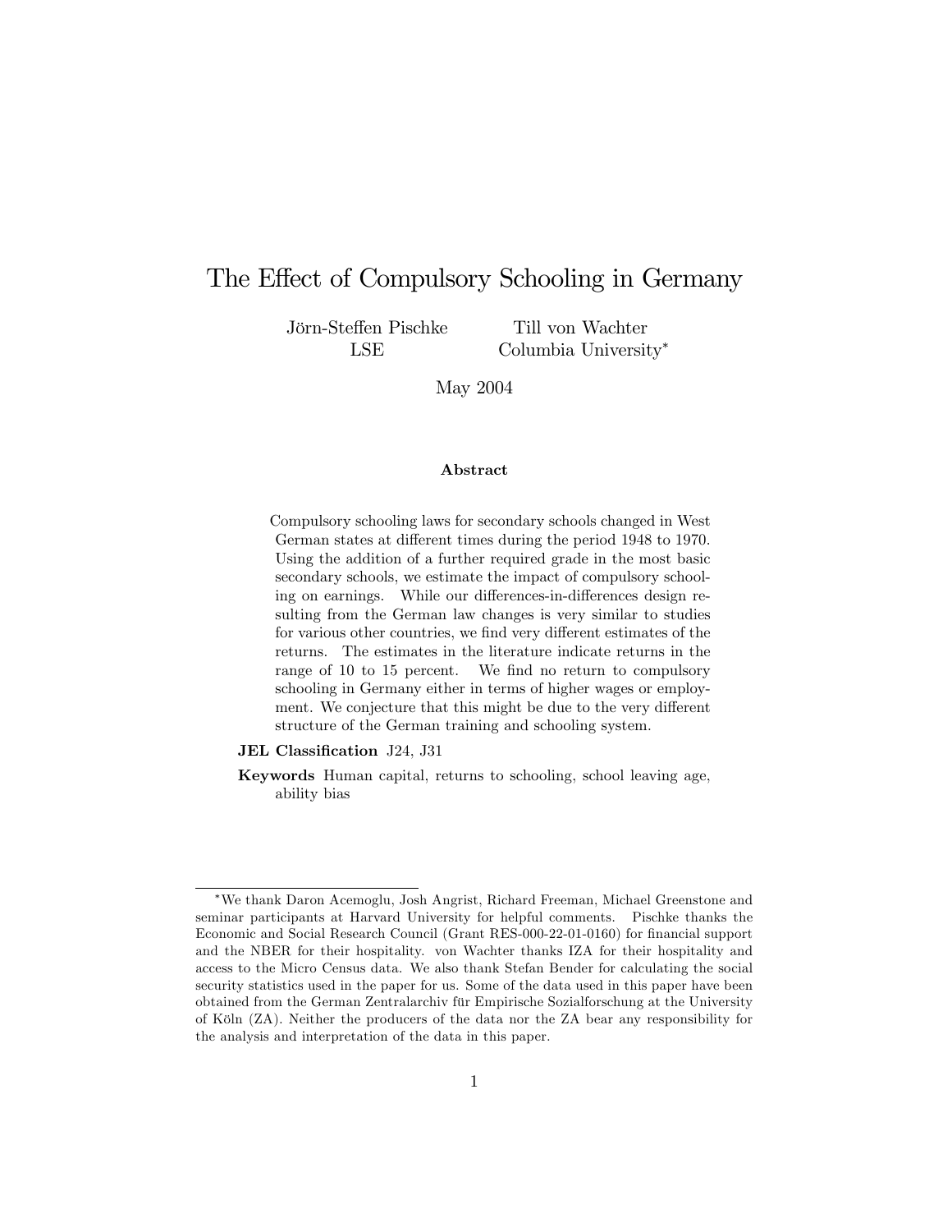# The Effect of Compulsory Schooling in Germany

Jörn-Steffen Pischke
LSE

Till von Wachter
Columbia University[*]

May 2004

**Abstract**

Compulsory schooling laws for secondary schools changed in West German states at different times during the period 1948 to 1970. Using the addition of a further required grade in the most basic secondary schools, we estimate the impact of compulsory schooling on earnings. While our differences-in-differences design resulting from the German law changes is very similar to studies for various other countries, we find very different estimates of the returns. The estimates in the literature indicate returns in the range of 10 to 15 percent. We find no return to compulsory schooling in Germany either in terms of higher wages or employment. We conjecture that this might be due to the very different structure of the German training and schooling system.

**JEL Classification** J24, J31

**Keywords** Human capital, returns to schooling, school leaving age, ability bias

---

[*]We thank Daron Acemoglu, Josh Angrist, Richard Freeman, Michael Greenstone and seminar participants at Harvard University for helpful comments. Pischke thanks the Economic and Social Research Council (Grant RES-000-22-01-0160) for financial support and the NBER for their hospitality. von Wachter thanks IZA for their hospitality and access to the Micro Census data. We also thank Stefan Bender for calculating the social security statistics used in the paper for us. Some of the data used in this paper have been obtained from the German Zentralarchiv für Empirische Sozialforschung at the University of Köln (ZA). Neither the producers of the data nor the ZA bear any responsibility for the analysis and interpretation of the data in this paper.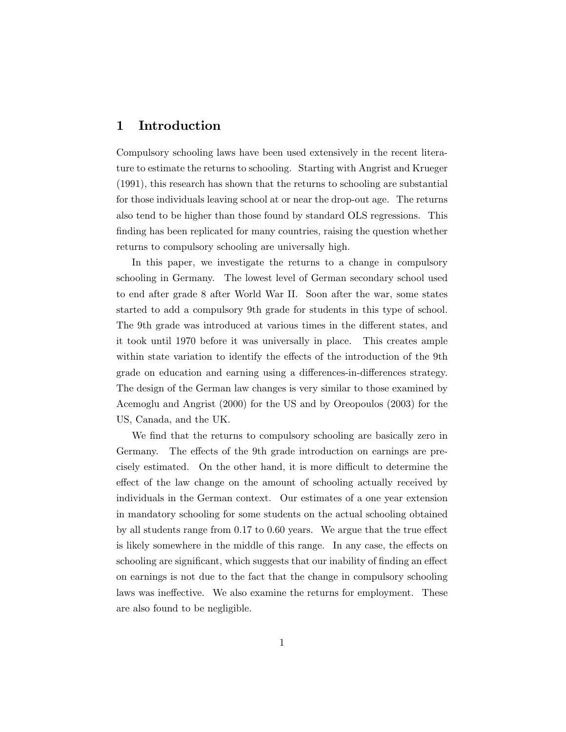# 1 Introduction

Compulsory schooling laws have been used extensively in the recent literature to estimate the returns to schooling. Starting with Angrist and Krueger (1991), this research has shown that the returns to schooling are substantial for those individuals leaving school at or near the drop-out age. The returns also tend to be higher than those found by standard OLS regressions. This finding has been replicated for many countries, raising the question whether returns to compulsory schooling are universally high.

In this paper, we investigate the returns to a change in compulsory schooling in Germany. The lowest level of German secondary school used to end after grade 8 after World War II. Soon after the war, some states started to add a compulsory 9th grade for students in this type of school. The 9th grade was introduced at various times in the different states, and it took until 1970 before it was universally in place. This creates ample within state variation to identify the effects of the introduction of the 9th grade on education and earning using a differences-in-differences strategy. The design of the German law changes is very similar to those examined by Acemoglu and Angrist (2000) for the US and by Oreopoulos (2003) for the US, Canada, and the UK.

We find that the returns to compulsory schooling are basically zero in Germany. The effects of the 9th grade introduction on earnings are precisely estimated. On the other hand, it is more difficult to determine the effect of the law change on the amount of schooling actually received by individuals in the German context. Our estimates of a one year extension in mandatory schooling for some students on the actual schooling obtained by all students range from 0.17 to 0.60 years. We argue that the true effect is likely somewhere in the middle of this range. In any case, the effects on schooling are significant, which suggests that our inability of finding an effect on earnings is not due to the fact that the change in compulsory schooling laws was ineffective. We also examine the returns for employment. These are also found to be negligible.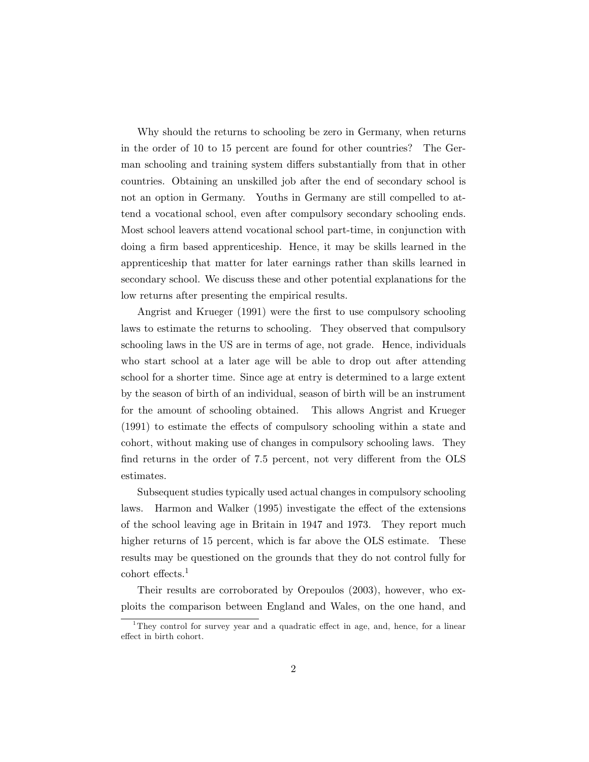Why should the returns to schooling be zero in Germany, when returns in the order of 10 to 15 percent are found for other countries? The German schooling and training system differs substantially from that in other countries. Obtaining an unskilled job after the end of secondary school is not an option in Germany. Youths in Germany are still compelled to attend a vocational school, even after compulsory secondary schooling ends. Most school leavers attend vocational school part-time, in conjunction with doing a firm based apprenticeship. Hence, it may be skills learned in the apprenticeship that matter for later earnings rather than skills learned in secondary school. We discuss these and other potential explanations for the low returns after presenting the empirical results.

Angrist and Krueger (1991) were the first to use compulsory schooling laws to estimate the returns to schooling. They observed that compulsory schooling laws in the US are in terms of age, not grade. Hence, individuals who start school at a later age will be able to drop out after attending school for a shorter time. Since age at entry is determined to a large extent by the season of birth of an individual, season of birth will be an instrument for the amount of schooling obtained. This allows Angrist and Krueger (1991) to estimate the effects of compulsory schooling within a state and cohort, without making use of changes in compulsory schooling laws. They find returns in the order of 7.5 percent, not very different from the OLS estimates.

Subsequent studies typically used actual changes in compulsory schooling laws. Harmon and Walker (1995) investigate the effect of the extensions of the school leaving age in Britain in 1947 and 1973. They report much higher returns of 15 percent, which is far above the OLS estimate. These results may be questioned on the grounds that they do not control fully for cohort effects.[1]

Their results are corroborated by Orepoulos (2003), however, who exploits the comparison between England and Wales, on the one hand, and

[1] They control for survey year and a quadratic effect in age, and, hence, for a linear effect in birth cohort.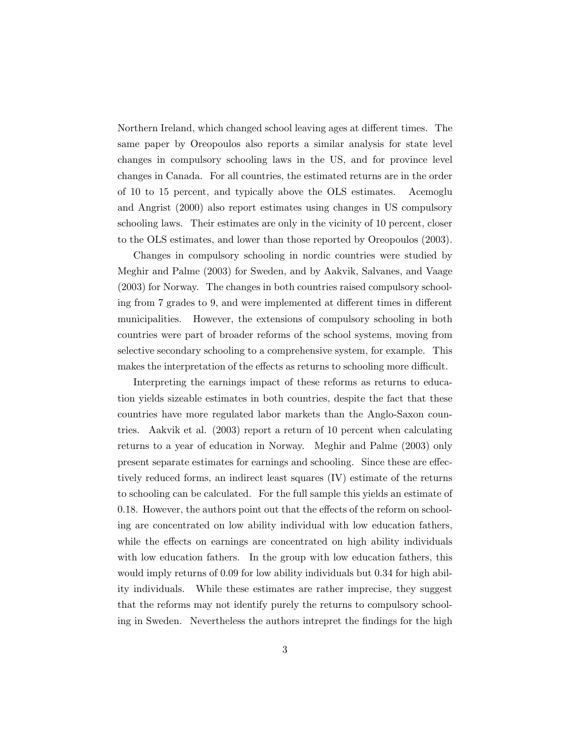Northern Ireland, which changed school leaving ages at different times. The same paper by Oreopoulos also reports a similar analysis for state level changes in compulsory schooling laws in the US, and for province level changes in Canada. For all countries, the estimated returns are in the order of 10 to 15 percent, and typically above the OLS estimates. Acemoglu and Angrist (2000) also report estimates using changes in US compulsory schooling laws. Their estimates are only in the vicinity of 10 percent, closer to the OLS estimates, and lower than those reported by Oreopoulos (2003).

Changes in compulsory schooling in nordic countries were studied by Meghir and Palme (2003) for Sweden, and by Aakvik, Salvanes, and Vaage (2003) for Norway. The changes in both countries raised compulsory schooling from 7 grades to 9, and were implemented at different times in different municipalities. However, the extensions of compulsory schooling in both countries were part of broader reforms of the school systems, moving from selective secondary schooling to a comprehensive system, for example. This makes the interpretation of the effects as returns to schooling more difficult.

Interpreting the earnings impact of these reforms as returns to education yields sizeable estimates in both countries, despite the fact that these countries have more regulated labor markets than the Anglo-Saxon countries. Aakvik et al. (2003) report a return of 10 percent when calculating returns to a year of education in Norway. Meghir and Palme (2003) only present separate estimates for earnings and schooling. Since these are effectively reduced forms, an indirect least squares (IV) estimate of the returns to schooling can be calculated. For the full sample this yields an estimate of 0.18. However, the authors point out that the effects of the reform on schooling are concentrated on low ability individual with low education fathers, while the effects on earnings are concentrated on high ability individuals with low education fathers. In the group with low education fathers, this would imply returns of 0.09 for low ability individuals but 0.34 for high ability individuals. While these estimates are rather imprecise, they suggest that the reforms may not identify purely the returns to compulsory schooling in Sweden. Nevertheless the authors intrepret the findings for the high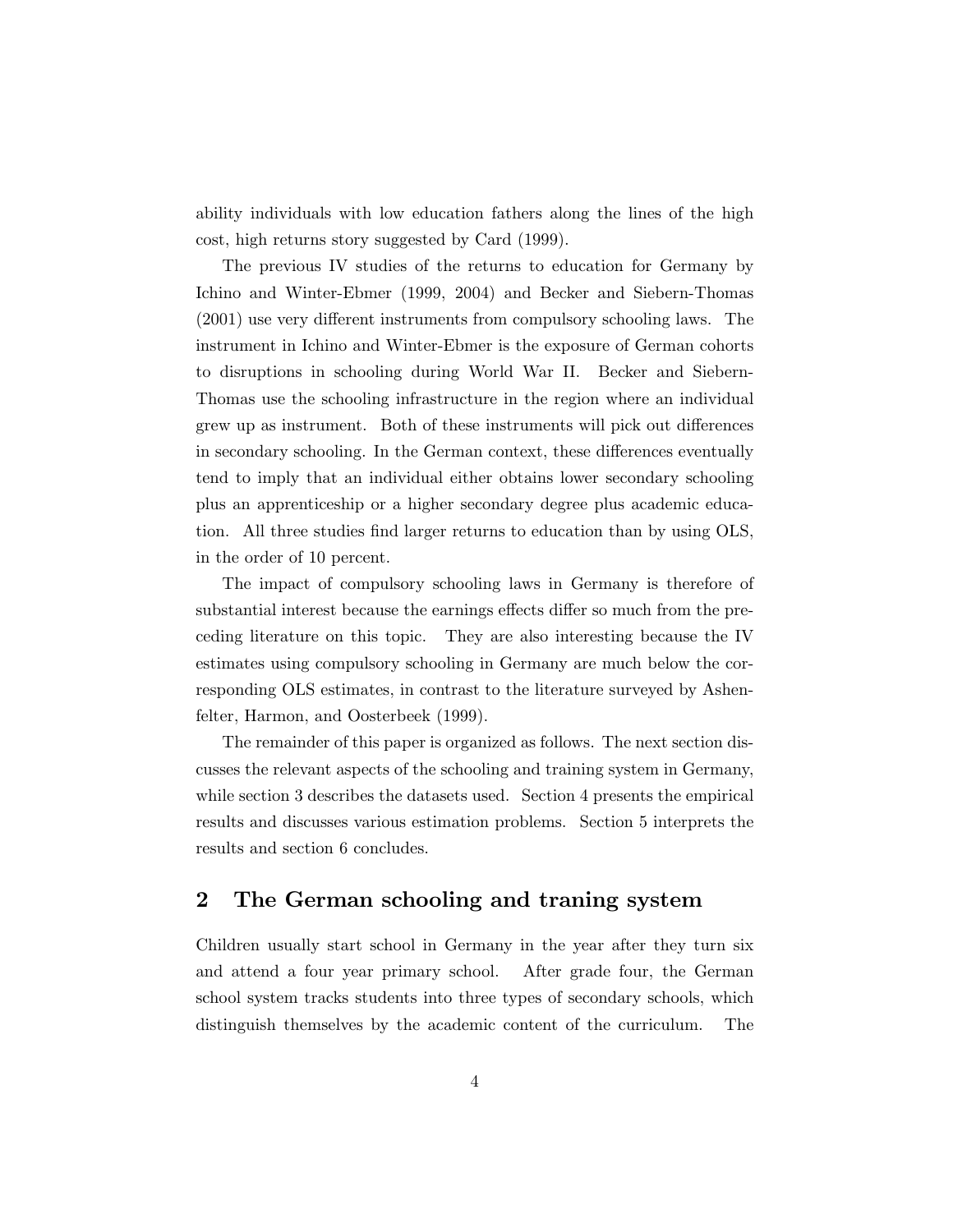ability individuals with low education fathers along the lines of the high cost, high returns story suggested by Card (1999).

The previous IV studies of the returns to education for Germany by Ichino and Winter-Ebmer (1999, 2004) and Becker and Siebern-Thomas (2001) use very different instruments from compulsory schooling laws. The instrument in Ichino and Winter-Ebmer is the exposure of German cohorts to disruptions in schooling during World War II. Becker and Siebern-Thomas use the schooling infrastructure in the region where an individual grew up as instrument. Both of these instruments will pick out differences in secondary schooling. In the German context, these differences eventually tend to imply that an individual either obtains lower secondary schooling plus an apprenticeship or a higher secondary degree plus academic education. All three studies find larger returns to education than by using OLS, in the order of 10 percent.

The impact of compulsory schooling laws in Germany is therefore of substantial interest because the earnings effects differ so much from the preceding literature on this topic. They are also interesting because the IV estimates using compulsory schooling in Germany are much below the corresponding OLS estimates, in contrast to the literature surveyed by Ashenfelter, Harmon, and Oosterbeek (1999).

The remainder of this paper is organized as follows. The next section discusses the relevant aspects of the schooling and training system in Germany, while section 3 describes the datasets used. Section 4 presents the empirical results and discusses various estimation problems. Section 5 interprets the results and section 6 concludes.

## 2 The German schooling and traning system

Children usually start school in Germany in the year after they turn six and attend a four year primary school. After grade four, the German school system tracks students into three types of secondary schools, which distinguish themselves by the academic content of the curriculum. The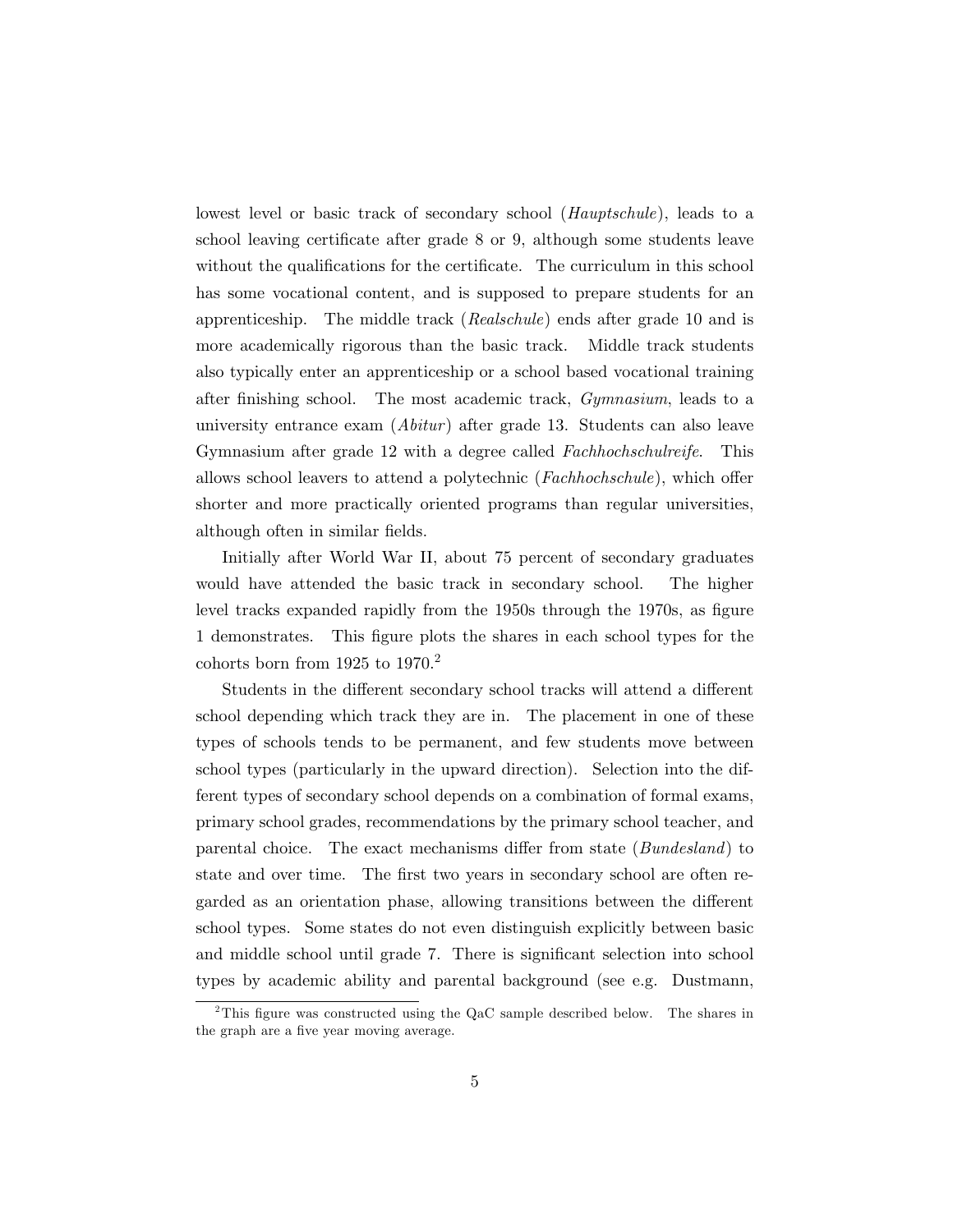lowest level or basic track of secondary school (*Hauptschule*), leads to a school leaving certificate after grade 8 or 9, although some students leave without the qualifications for the certificate. The curriculum in this school has some vocational content, and is supposed to prepare students for an apprenticeship. The middle track (*Realschule*) ends after grade 10 and is more academically rigorous than the basic track. Middle track students also typically enter an apprenticeship or a school based vocational training after finishing school. The most academic track, *Gymnasium*, leads to a university entrance exam (*Abitur*) after grade 13. Students can also leave Gymnasium after grade 12 with a degree called *Fachhochschulreife*. This allows school leavers to attend a polytechnic (*Fachhochschule*), which offer shorter and more practically oriented programs than regular universities, although often in similar fields.

Initially after World War II, about 75 percent of secondary graduates would have attended the basic track in secondary school. The higher level tracks expanded rapidly from the 1950s through the 1970s, as figure 1 demonstrates. This figure plots the shares in each school types for the cohorts born from 1925 to 1970.[2]

Students in the different secondary school tracks will attend a different school depending which track they are in. The placement in one of these types of schools tends to be permanent, and few students move between school types (particularly in the upward direction). Selection into the different types of secondary school depends on a combination of formal exams, primary school grades, recommendations by the primary school teacher, and parental choice. The exact mechanisms differ from state (*Bundesland*) to state and over time. The first two years in secondary school are often regarded as an orientation phase, allowing transitions between the different school types. Some states do not even distinguish explicitly between basic and middle school until grade 7. There is significant selection into school types by academic ability and parental background (see e.g. Dustmann,

[2] This figure was constructed using the QaC sample described below. The shares in the graph are a five year moving average.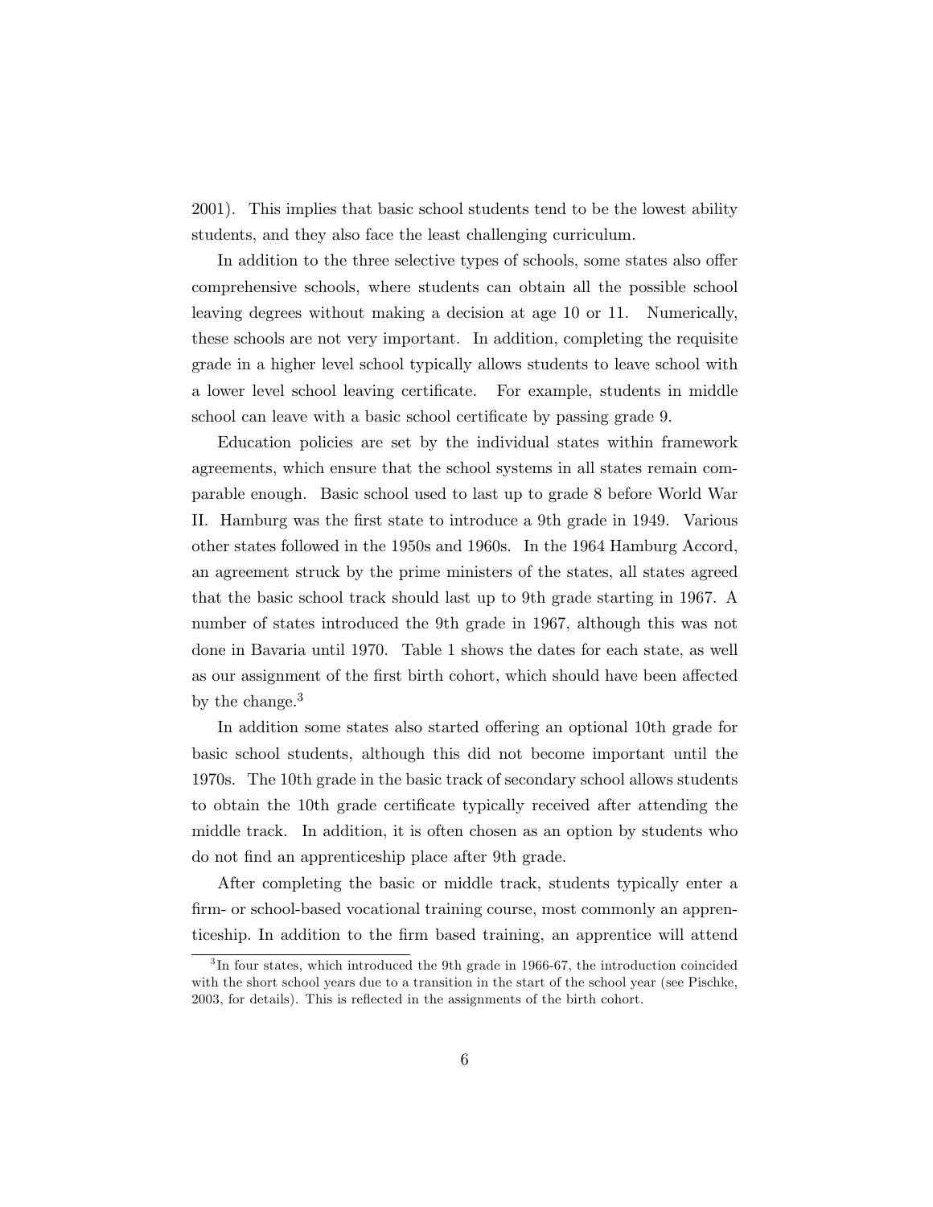2001). This implies that basic school students tend to be the lowest ability students, and they also face the least challenging curriculum.

In addition to the three selective types of schools, some states also offer comprehensive schools, where students can obtain all the possible school leaving degrees without making a decision at age 10 or 11. Numerically, these schools are not very important. In addition, completing the requisite grade in a higher level school typically allows students to leave school with a lower level school leaving certificate. For example, students in middle school can leave with a basic school certificate by passing grade 9.

Education policies are set by the individual states within framework agreements, which ensure that the school systems in all states remain comparable enough. Basic school used to last up to grade 8 before World War II. Hamburg was the first state to introduce a 9th grade in 1949. Various other states followed in the 1950s and 1960s. In the 1964 Hamburg Accord, an agreement struck by the prime ministers of the states, all states agreed that the basic school track should last up to 9th grade starting in 1967. A number of states introduced the 9th grade in 1967, although this was not done in Bavaria until 1970. Table 1 shows the dates for each state, as well as our assignment of the first birth cohort, which should have been affected by the change.[3]

In addition some states also started offering an optional 10th grade for basic school students, although this did not become important until the 1970s. The 10th grade in the basic track of secondary school allows students to obtain the 10th grade certificate typically received after attending the middle track. In addition, it is often chosen as an option by students who do not find an apprenticeship place after 9th grade.

After completing the basic or middle track, students typically enter a firm- or school-based vocational training course, most commonly an apprenticeship. In addition to the firm based training, an apprentice will attend

[3] In four states, which introduced the 9th grade in 1966-67, the introduction coincided with the short school years due to a transition in the start of the school year (see Pischke, 2003, for details). This is reflected in the assignments of the birth cohort.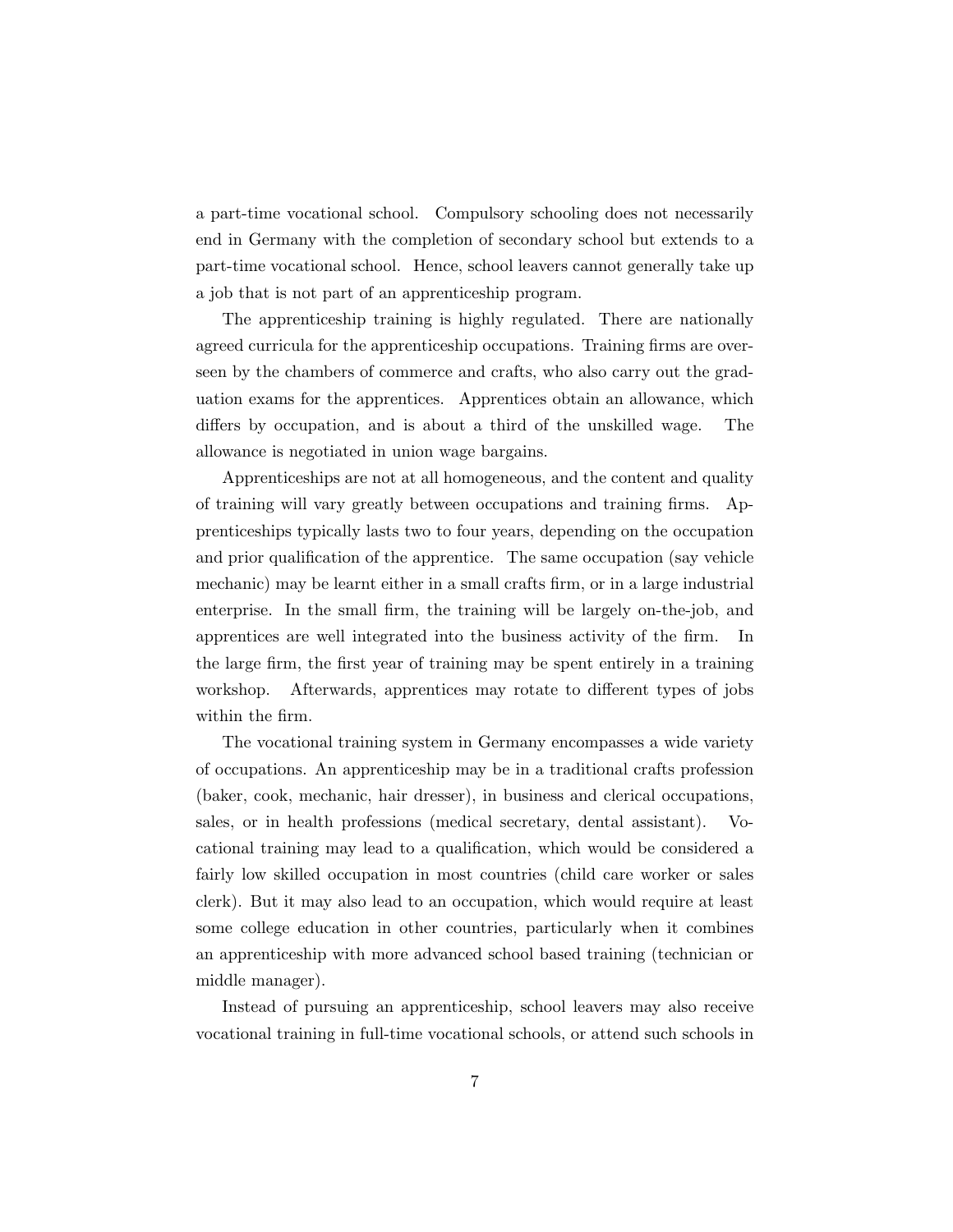a part-time vocational school. Compulsory schooling does not necessarily end in Germany with the completion of secondary school but extends to a part-time vocational school. Hence, school leavers cannot generally take up a job that is not part of an apprenticeship program.

The apprenticeship training is highly regulated. There are nationally agreed curricula for the apprenticeship occupations. Training firms are overseen by the chambers of commerce and crafts, who also carry out the graduation exams for the apprentices. Apprentices obtain an allowance, which differs by occupation, and is about a third of the unskilled wage. The allowance is negotiated in union wage bargains.

Apprenticeships are not at all homogeneous, and the content and quality of training will vary greatly between occupations and training firms. Apprenticeships typically lasts two to four years, depending on the occupation and prior qualification of the apprentice. The same occupation (say vehicle mechanic) may be learnt either in a small crafts firm, or in a large industrial enterprise. In the small firm, the training will be largely on-the-job, and apprentices are well integrated into the business activity of the firm. In the large firm, the first year of training may be spent entirely in a training workshop. Afterwards, apprentices may rotate to different types of jobs within the firm.

The vocational training system in Germany encompasses a wide variety of occupations. An apprenticeship may be in a traditional crafts profession (baker, cook, mechanic, hair dresser), in business and clerical occupations, sales, or in health professions (medical secretary, dental assistant). Vocational training may lead to a qualification, which would be considered a fairly low skilled occupation in most countries (child care worker or sales clerk). But it may also lead to an occupation, which would require at least some college education in other countries, particularly when it combines an apprenticeship with more advanced school based training (technician or middle manager).

Instead of pursuing an apprenticeship, school leavers may also receive vocational training in full-time vocational schools, or attend such schools in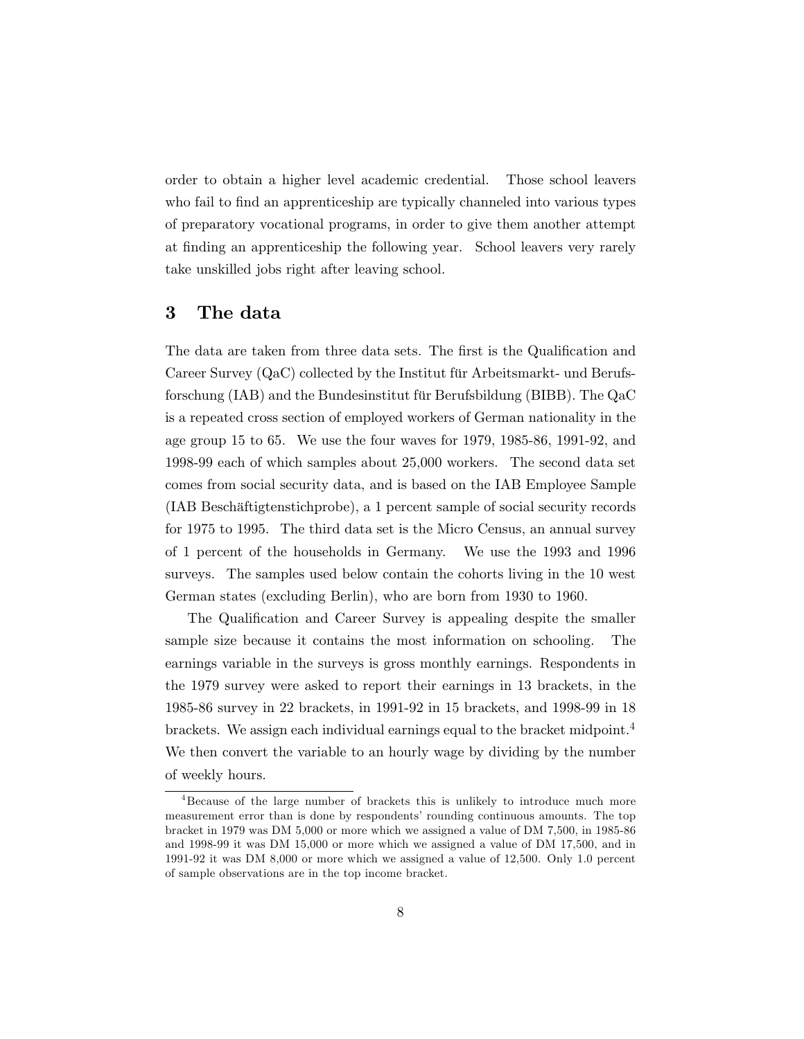order to obtain a higher level academic credential. Those school leavers who fail to find an apprenticeship are typically channeled into various types of preparatory vocational programs, in order to give them another attempt at finding an apprenticeship the following year. School leavers very rarely take unskilled jobs right after leaving school.

## 3 The data

The data are taken from three data sets. The first is the Qualification and Career Survey (QaC) collected by the Institut für Arbeitsmarkt- und Berufsforschung (IAB) and the Bundesinstitut für Berufsbildung (BIBB). The QaC is a repeated cross section of employed workers of German nationality in the age group 15 to 65. We use the four waves for 1979, 1985-86, 1991-92, and 1998-99 each of which samples about 25,000 workers. The second data set comes from social security data, and is based on the IAB Employee Sample (IAB Beschäftigtenstichprobe), a 1 percent sample of social security records for 1975 to 1995. The third data set is the Micro Census, an annual survey of 1 percent of the households in Germany. We use the 1993 and 1996 surveys. The samples used below contain the cohorts living in the 10 west German states (excluding Berlin), who are born from 1930 to 1960.

The Qualification and Career Survey is appealing despite the smaller sample size because it contains the most information on schooling. The earnings variable in the surveys is gross monthly earnings. Respondents in the 1979 survey were asked to report their earnings in 13 brackets, in the 1985-86 survey in 22 brackets, in 1991-92 in 15 brackets, and 1998-99 in 18 brackets. We assign each individual earnings equal to the bracket midpoint.[4] We then convert the variable to an hourly wage by dividing by the number of weekly hours.

[4] Because of the large number of brackets this is unlikely to introduce much more measurement error than is done by respondents' rounding continuous amounts. The top bracket in 1979 was DM 5,000 or more which we assigned a value of DM 7,500, in 1985-86 and 1998-99 it was DM 15,000 or more which we assigned a value of DM 17,500, and in 1991-92 it was DM 8,000 or more which we assigned a value of 12,500. Only 1.0 percent of sample observations are in the top income bracket.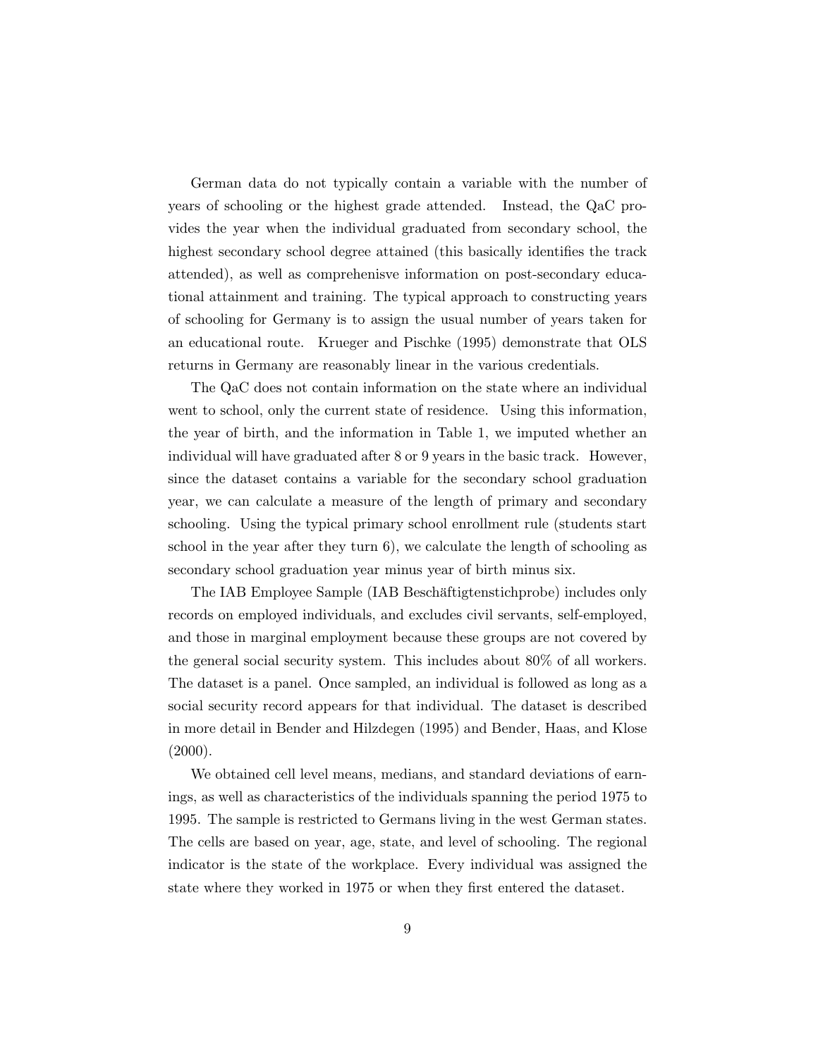German data do not typically contain a variable with the number of years of schooling or the highest grade attended. Instead, the QaC provides the year when the individual graduated from secondary school, the highest secondary school degree attained (this basically identifies the track attended), as well as comprehenisve information on post-secondary educational attainment and training. The typical approach to constructing years of schooling for Germany is to assign the usual number of years taken for an educational route. Krueger and Pischke (1995) demonstrate that OLS returns in Germany are reasonably linear in the various credentials.

The QaC does not contain information on the state where an individual went to school, only the current state of residence. Using this information, the year of birth, and the information in Table 1, we imputed whether an individual will have graduated after 8 or 9 years in the basic track. However, since the dataset contains a variable for the secondary school graduation year, we can calculate a measure of the length of primary and secondary schooling. Using the typical primary school enrollment rule (students start school in the year after they turn 6), we calculate the length of schooling as secondary school graduation year minus year of birth minus six.

The IAB Employee Sample (IAB Beschäftigtenstichprobe) includes only records on employed individuals, and excludes civil servants, self-employed, and those in marginal employment because these groups are not covered by the general social security system. This includes about 80% of all workers. The dataset is a panel. Once sampled, an individual is followed as long as a social security record appears for that individual. The dataset is described in more detail in Bender and Hilzdegen (1995) and Bender, Haas, and Klose (2000).

We obtained cell level means, medians, and standard deviations of earnings, as well as characteristics of the individuals spanning the period 1975 to 1995. The sample is restricted to Germans living in the west German states. The cells are based on year, age, state, and level of schooling. The regional indicator is the state of the workplace. Every individual was assigned the state where they worked in 1975 or when they first entered the dataset.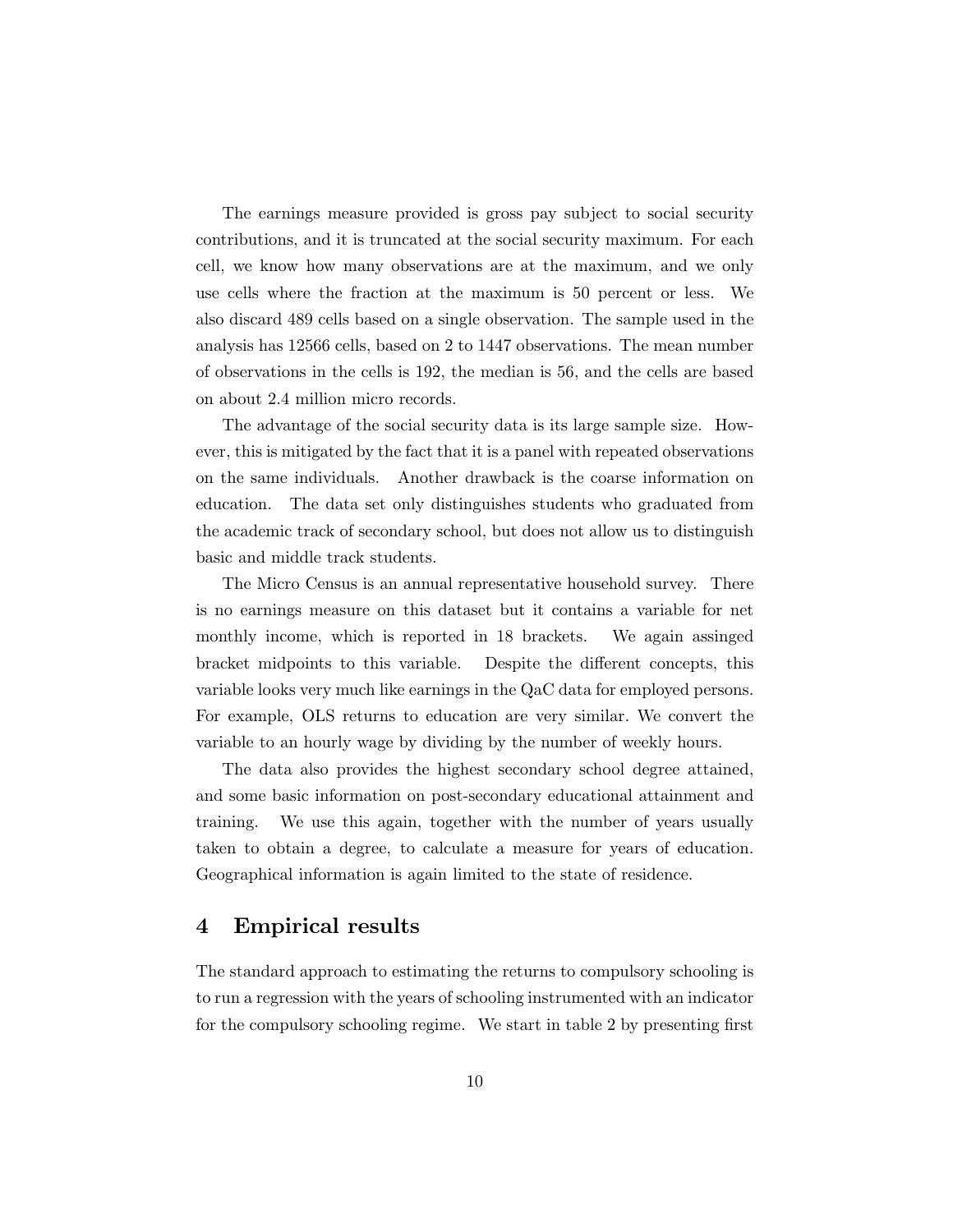The earnings measure provided is gross pay subject to social security contributions, and it is truncated at the social security maximum. For each cell, we know how many observations are at the maximum, and we only use cells where the fraction at the maximum is 50 percent or less. We also discard 489 cells based on a single observation. The sample used in the analysis has 12566 cells, based on 2 to 1447 observations. The mean number of observations in the cells is 192, the median is 56, and the cells are based on about 2.4 million micro records.

The advantage of the social security data is its large sample size. However, this is mitigated by the fact that it is a panel with repeated observations on the same individuals. Another drawback is the coarse information on education. The data set only distinguishes students who graduated from the academic track of secondary school, but does not allow us to distinguish basic and middle track students.

The Micro Census is an annual representative household survey. There is no earnings measure on this dataset but it contains a variable for net monthly income, which is reported in 18 brackets. We again assinged bracket midpoints to this variable. Despite the different concepts, this variable looks very much like earnings in the QaC data for employed persons. For example, OLS returns to education are very similar. We convert the variable to an hourly wage by dividing by the number of weekly hours.

The data also provides the highest secondary school degree attained, and some basic information on post-secondary educational attainment and training. We use this again, together with the number of years usually taken to obtain a degree, to calculate a measure for years of education. Geographical information is again limited to the state of residence.

## 4 Empirical results

The standard approach to estimating the returns to compulsory schooling is to run a regression with the years of schooling instrumented with an indicator for the compulsory schooling regime. We start in table 2 by presenting first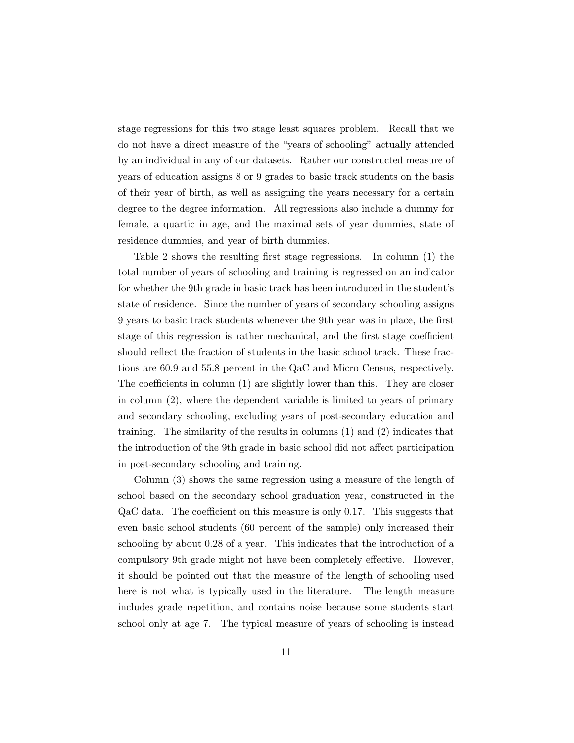stage regressions for this two stage least squares problem. Recall that we do not have a direct measure of the "years of schooling" actually attended by an individual in any of our datasets. Rather our constructed measure of years of education assigns 8 or 9 grades to basic track students on the basis of their year of birth, as well as assigning the years necessary for a certain degree to the degree information. All regressions also include a dummy for female, a quartic in age, and the maximal sets of year dummies, state of residence dummies, and year of birth dummies.

Table 2 shows the resulting first stage regressions. In column (1) the total number of years of schooling and training is regressed on an indicator for whether the 9th grade in basic track has been introduced in the student's state of residence. Since the number of years of secondary schooling assigns 9 years to basic track students whenever the 9th year was in place, the first stage of this regression is rather mechanical, and the first stage coefficient should reflect the fraction of students in the basic school track. These fractions are 60.9 and 55.8 percent in the QaC and Micro Census, respectively. The coefficients in column (1) are slightly lower than this. They are closer in column (2), where the dependent variable is limited to years of primary and secondary schooling, excluding years of post-secondary education and training. The similarity of the results in columns (1) and (2) indicates that the introduction of the 9th grade in basic school did not affect participation in post-secondary schooling and training.

Column (3) shows the same regression using a measure of the length of school based on the secondary school graduation year, constructed in the QaC data. The coefficient on this measure is only 0.17. This suggests that even basic school students (60 percent of the sample) only increased their schooling by about 0.28 of a year. This indicates that the introduction of a compulsory 9th grade might not have been completely effective. However, it should be pointed out that the measure of the length of schooling used here is not what is typically used in the literature. The length measure includes grade repetition, and contains noise because some students start school only at age 7. The typical measure of years of schooling is instead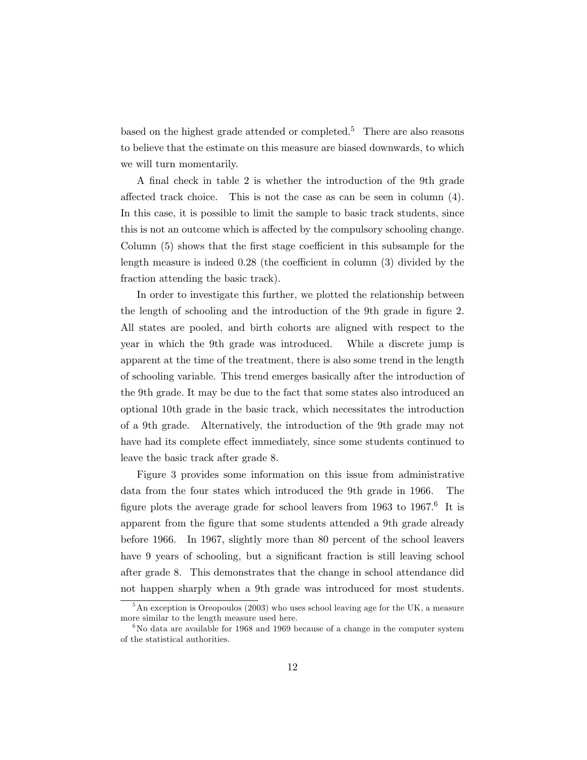based on the highest grade attended or completed.[5] There are also reasons to believe that the estimate on this measure are biased downwards, to which we will turn momentarily.

A final check in table 2 is whether the introduction of the 9th grade affected track choice. This is not the case as can be seen in column (4). In this case, it is possible to limit the sample to basic track students, since this is not an outcome which is affected by the compulsory schooling change. Column (5) shows that the first stage coefficient in this subsample for the length measure is indeed 0.28 (the coefficient in column (3) divided by the fraction attending the basic track).

In order to investigate this further, we plotted the relationship between the length of schooling and the introduction of the 9th grade in figure 2. All states are pooled, and birth cohorts are aligned with respect to the year in which the 9th grade was introduced. While a discrete jump is apparent at the time of the treatment, there is also some trend in the length of schooling variable. This trend emerges basically after the introduction of the 9th grade. It may be due to the fact that some states also introduced an optional 10th grade in the basic track, which necessitates the introduction of a 9th grade. Alternatively, the introduction of the 9th grade may not have had its complete effect immediately, since some students continued to leave the basic track after grade 8.

Figure 3 provides some information on this issue from administrative data from the four states which introduced the 9th grade in 1966. The figure plots the average grade for school leavers from 1963 to 1967.[6] It is apparent from the figure that some students attended a 9th grade already before 1966. In 1967, slightly more than 80 percent of the school leavers have 9 years of schooling, but a significant fraction is still leaving school after grade 8. This demonstrates that the change in school attendance did not happen sharply when a 9th grade was introduced for most students.

[5] An exception is Oreopoulos (2003) who uses school leaving age for the UK, a measure more similar to the length measure used here.

[6] No data are available for 1968 and 1969 because of a change in the computer system of the statistical authorities.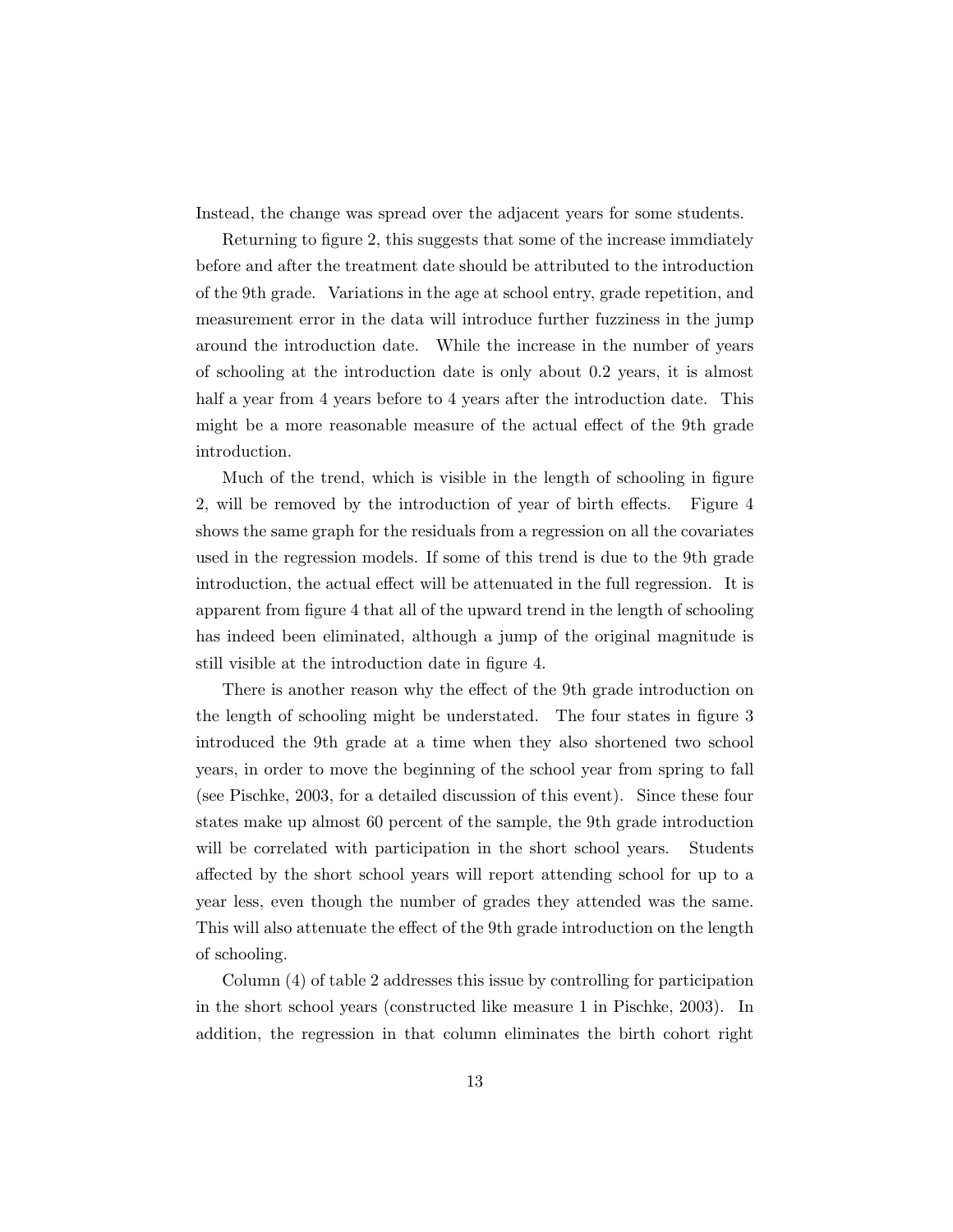Instead, the change was spread over the adjacent years for some students.

Returning to figure 2, this suggests that some of the increase immdiately before and after the treatment date should be attributed to the introduction of the 9th grade. Variations in the age at school entry, grade repetition, and measurement error in the data will introduce further fuzziness in the jump around the introduction date. While the increase in the number of years of schooling at the introduction date is only about 0.2 years, it is almost half a year from 4 years before to 4 years after the introduction date. This might be a more reasonable measure of the actual effect of the 9th grade introduction.

Much of the trend, which is visible in the length of schooling in figure 2, will be removed by the introduction of year of birth effects. Figure 4 shows the same graph for the residuals from a regression on all the covariates used in the regression models. If some of this trend is due to the 9th grade introduction, the actual effect will be attenuated in the full regression. It is apparent from figure 4 that all of the upward trend in the length of schooling has indeed been eliminated, although a jump of the original magnitude is still visible at the introduction date in figure 4.

There is another reason why the effect of the 9th grade introduction on the length of schooling might be understated. The four states in figure 3 introduced the 9th grade at a time when they also shortened two school years, in order to move the beginning of the school year from spring to fall (see Pischke, 2003, for a detailed discussion of this event). Since these four states make up almost 60 percent of the sample, the 9th grade introduction will be correlated with participation in the short school years. Students affected by the short school years will report attending school for up to a year less, even though the number of grades they attended was the same. This will also attenuate the effect of the 9th grade introduction on the length of schooling.

Column (4) of table 2 addresses this issue by controlling for participation in the short school years (constructed like measure 1 in Pischke, 2003). In addition, the regression in that column eliminates the birth cohort right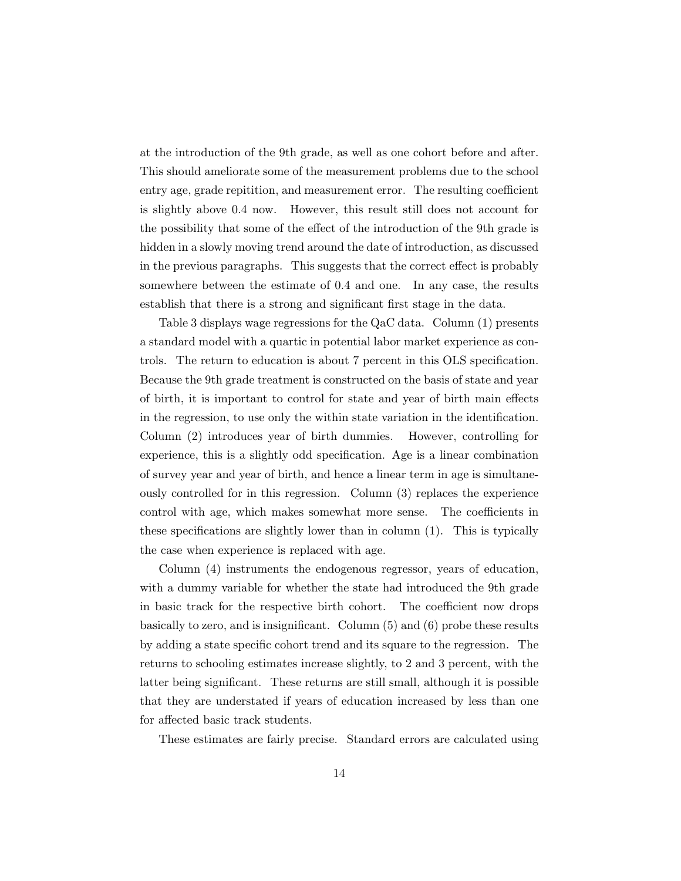at the introduction of the 9th grade, as well as one cohort before and after. This should ameliorate some of the measurement problems due to the school entry age, grade repitition, and measurement error. The resulting coefficient is slightly above 0.4 now. However, this result still does not account for the possibility that some of the effect of the introduction of the 9th grade is hidden in a slowly moving trend around the date of introduction, as discussed in the previous paragraphs. This suggests that the correct effect is probably somewhere between the estimate of 0.4 and one. In any case, the results establish that there is a strong and significant first stage in the data.

Table 3 displays wage regressions for the QaC data. Column (1) presents a standard model with a quartic in potential labor market experience as controls. The return to education is about 7 percent in this OLS specification. Because the 9th grade treatment is constructed on the basis of state and year of birth, it is important to control for state and year of birth main effects in the regression, to use only the within state variation in the identification. Column (2) introduces year of birth dummies. However, controlling for experience, this is a slightly odd specification. Age is a linear combination of survey year and year of birth, and hence a linear term in age is simultaneously controlled for in this regression. Column (3) replaces the experience control with age, which makes somewhat more sense. The coefficients in these specifications are slightly lower than in column (1). This is typically the case when experience is replaced with age.

Column (4) instruments the endogenous regressor, years of education, with a dummy variable for whether the state had introduced the 9th grade in basic track for the respective birth cohort. The coefficient now drops basically to zero, and is insignificant. Column (5) and (6) probe these results by adding a state specific cohort trend and its square to the regression. The returns to schooling estimates increase slightly, to 2 and 3 percent, with the latter being significant. These returns are still small, although it is possible that they are understated if years of education increased by less than one for affected basic track students.

These estimates are fairly precise. Standard errors are calculated using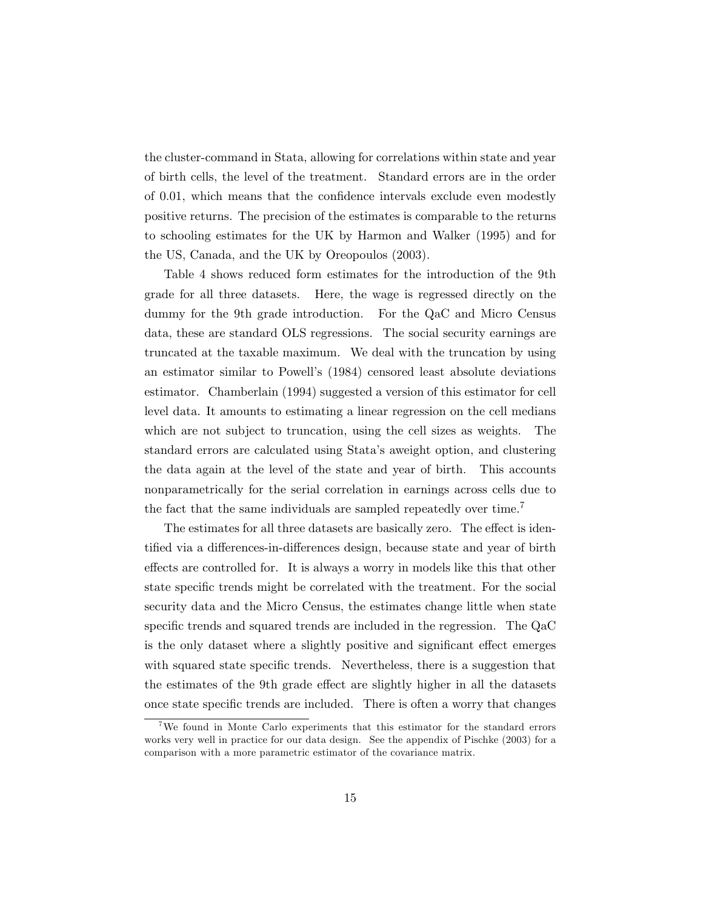the cluster-command in Stata, allowing for correlations within state and year of birth cells, the level of the treatment. Standard errors are in the order of 0.01, which means that the confidence intervals exclude even modestly positive returns. The precision of the estimates is comparable to the returns to schooling estimates for the UK by Harmon and Walker (1995) and for the US, Canada, and the UK by Oreopoulos (2003).

Table 4 shows reduced form estimates for the introduction of the 9th grade for all three datasets. Here, the wage is regressed directly on the dummy for the 9th grade introduction. For the QaC and Micro Census data, these are standard OLS regressions. The social security earnings are truncated at the taxable maximum. We deal with the truncation by using an estimator similar to Powell's (1984) censored least absolute deviations estimator. Chamberlain (1994) suggested a version of this estimator for cell level data. It amounts to estimating a linear regression on the cell medians which are not subject to truncation, using the cell sizes as weights. The standard errors are calculated using Stata's aweight option, and clustering the data again at the level of the state and year of birth. This accounts nonparametrically for the serial correlation in earnings across cells due to the fact that the same individuals are sampled repeatedly over time.[7]

The estimates for all three datasets are basically zero. The effect is identified via a differences-in-differences design, because state and year of birth effects are controlled for. It is always a worry in models like this that other state specific trends might be correlated with the treatment. For the social security data and the Micro Census, the estimates change little when state specific trends and squared trends are included in the regression. The QaC is the only dataset where a slightly positive and significant effect emerges with squared state specific trends. Nevertheless, there is a suggestion that the estimates of the 9th grade effect are slightly higher in all the datasets once state specific trends are included. There is often a worry that changes

[7] We found in Monte Carlo experiments that this estimator for the standard errors works very well in practice for our data design. See the appendix of Pischke (2003) for a comparison with a more parametric estimator of the covariance matrix.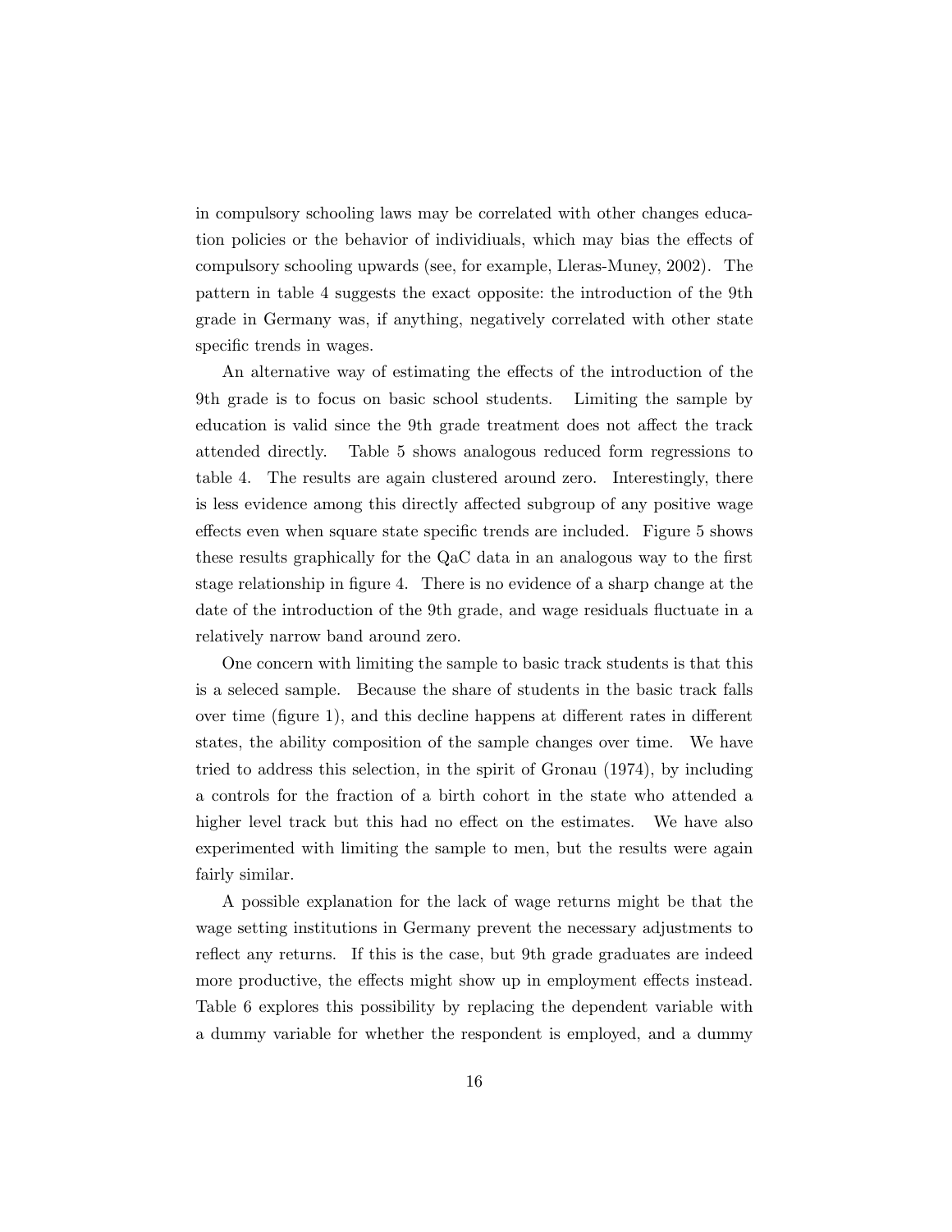in compulsory schooling laws may be correlated with other changes education policies or the behavior of individiuals, which may bias the effects of compulsory schooling upwards (see, for example, Lleras-Muney, 2002). The pattern in table 4 suggests the exact opposite: the introduction of the 9th grade in Germany was, if anything, negatively correlated with other state specific trends in wages.

An alternative way of estimating the effects of the introduction of the 9th grade is to focus on basic school students. Limiting the sample by education is valid since the 9th grade treatment does not affect the track attended directly. Table 5 shows analogous reduced form regressions to table 4. The results are again clustered around zero. Interestingly, there is less evidence among this directly affected subgroup of any positive wage effects even when square state specific trends are included. Figure 5 shows these results graphically for the QaC data in an analogous way to the first stage relationship in figure 4. There is no evidence of a sharp change at the date of the introduction of the 9th grade, and wage residuals fluctuate in a relatively narrow band around zero.

One concern with limiting the sample to basic track students is that this is a seleced sample. Because the share of students in the basic track falls over time (figure 1), and this decline happens at different rates in different states, the ability composition of the sample changes over time. We have tried to address this selection, in the spirit of Gronau (1974), by including a controls for the fraction of a birth cohort in the state who attended a higher level track but this had no effect on the estimates. We have also experimented with limiting the sample to men, but the results were again fairly similar.

A possible explanation for the lack of wage returns might be that the wage setting institutions in Germany prevent the necessary adjustments to reflect any returns. If this is the case, but 9th grade graduates are indeed more productive, the effects might show up in employment effects instead. Table 6 explores this possibility by replacing the dependent variable with a dummy variable for whether the respondent is employed, and a dummy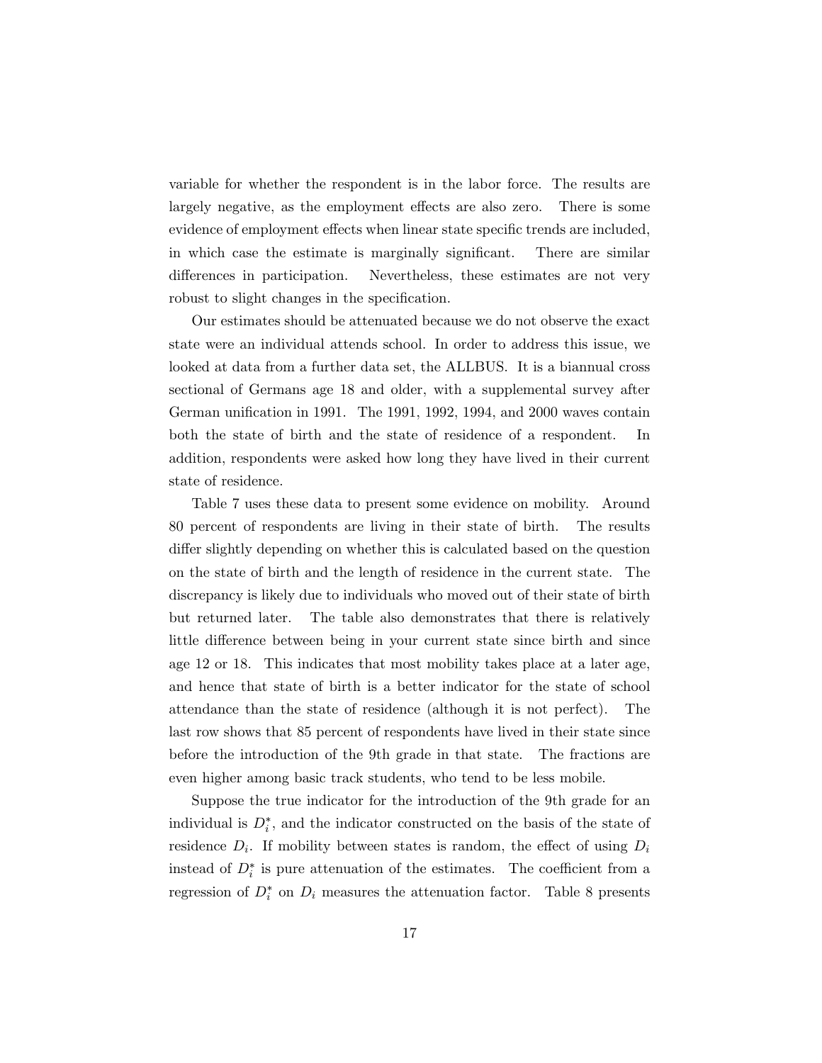variable for whether the respondent is in the labor force. The results are largely negative, as the employment effects are also zero. There is some evidence of employment effects when linear state specific trends are included, in which case the estimate is marginally significant. There are similar differences in participation. Nevertheless, these estimates are not very robust to slight changes in the specification.

Our estimates should be attenuated because we do not observe the exact state were an individual attends school. In order to address this issue, we looked at data from a further data set, the ALLBUS. It is a biannual cross sectional of Germans age 18 and older, with a supplemental survey after German unification in 1991. The 1991, 1992, 1994, and 2000 waves contain both the state of birth and the state of residence of a respondent. In addition, respondents were asked how long they have lived in their current state of residence.

Table 7 uses these data to present some evidence on mobility. Around 80 percent of respondents are living in their state of birth. The results differ slightly depending on whether this is calculated based on the question on the state of birth and the length of residence in the current state. The discrepancy is likely due to individuals who moved out of their state of birth but returned later. The table also demonstrates that there is relatively little difference between being in your current state since birth and since age 12 or 18. This indicates that most mobility takes place at a later age, and hence that state of birth is a better indicator for the state of school attendance than the state of residence (although it is not perfect). The last row shows that 85 percent of respondents have lived in their state since before the introduction of the 9th grade in that state. The fractions are even higher among basic track students, who tend to be less mobile.

Suppose the true indicator for the introduction of the 9th grade for an individual is $D_i^*$, and the indicator constructed on the basis of the state of residence $D_i$. If mobility between states is random, the effect of using $D_i$ instead of $D_i^*$ is pure attenuation of the estimates. The coefficient from a regression of $D_i^*$ on $D_i$ measures the attenuation factor. Table 8 presents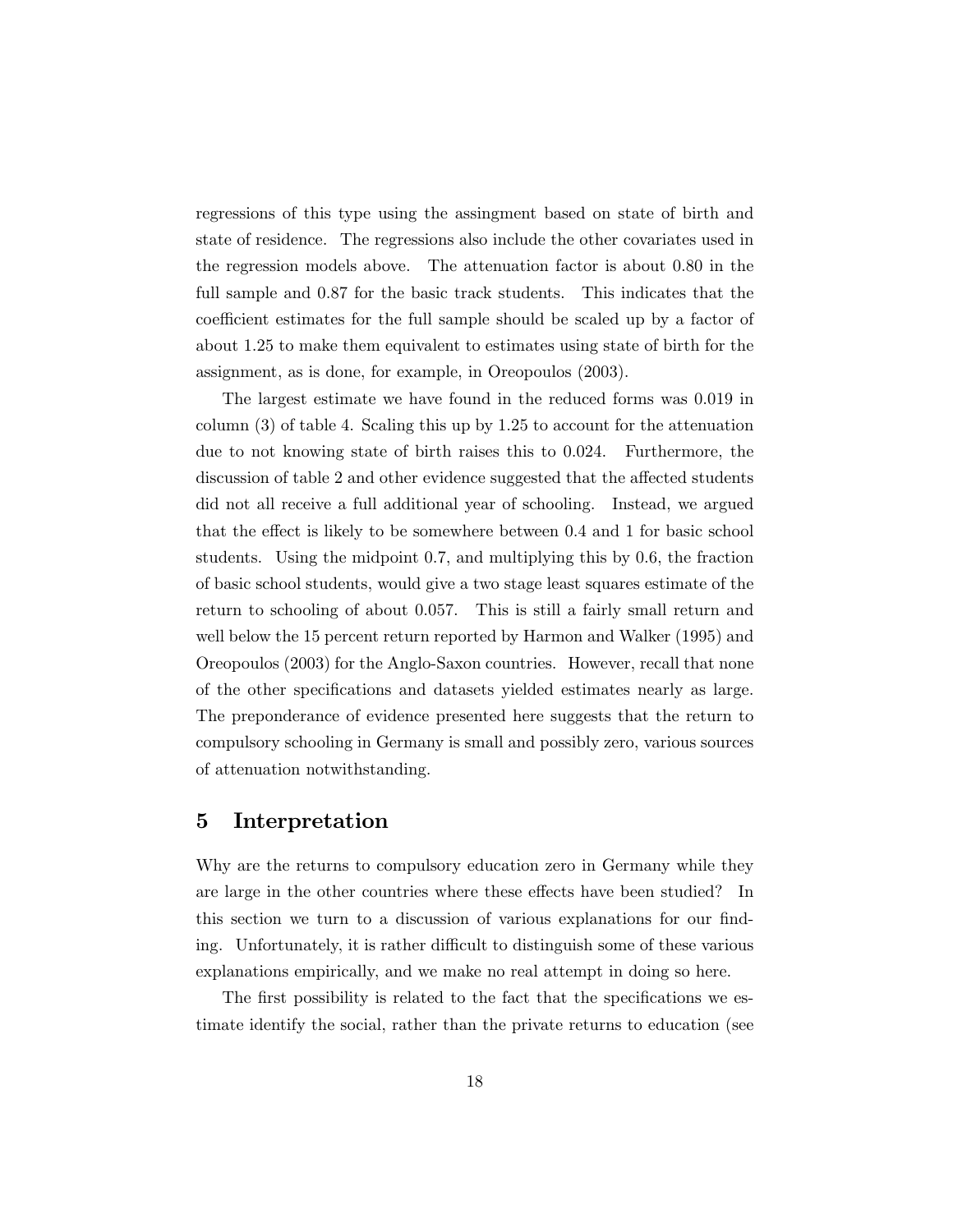regressions of this type using the assingment based on state of birth and state of residence. The regressions also include the other covariates used in the regression models above. The attenuation factor is about 0.80 in the full sample and 0.87 for the basic track students. This indicates that the coefficient estimates for the full sample should be scaled up by a factor of about 1.25 to make them equivalent to estimates using state of birth for the assignment, as is done, for example, in Oreopoulos (2003).

The largest estimate we have found in the reduced forms was 0.019 in column (3) of table 4. Scaling this up by 1.25 to account for the attenuation due to not knowing state of birth raises this to 0.024. Furthermore, the discussion of table 2 and other evidence suggested that the affected students did not all receive a full additional year of schooling. Instead, we argued that the effect is likely to be somewhere between 0.4 and 1 for basic school students. Using the midpoint 0.7, and multiplying this by 0.6, the fraction of basic school students, would give a two stage least squares estimate of the return to schooling of about 0.057. This is still a fairly small return and well below the 15 percent return reported by Harmon and Walker (1995) and Oreopoulos (2003) for the Anglo-Saxon countries. However, recall that none of the other specifications and datasets yielded estimates nearly as large. The preponderance of evidence presented here suggests that the return to compulsory schooling in Germany is small and possibly zero, various sources of attenuation notwithstanding.

## 5 Interpretation

Why are the returns to compulsory education zero in Germany while they are large in the other countries where these effects have been studied? In this section we turn to a discussion of various explanations for our finding. Unfortunately, it is rather difficult to distinguish some of these various explanations empirically, and we make no real attempt in doing so here.

The first possibility is related to the fact that the specifications we estimate identify the social, rather than the private returns to education (see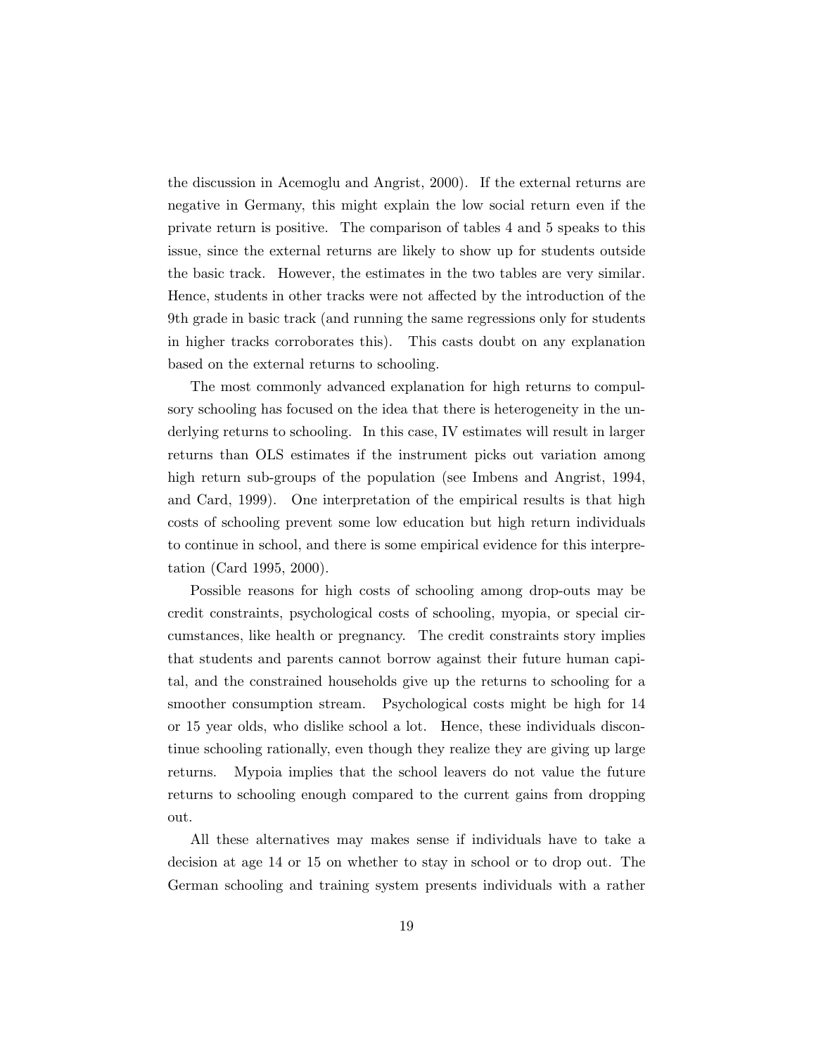the discussion in Acemoglu and Angrist, 2000). If the external returns are negative in Germany, this might explain the low social return even if the private return is positive. The comparison of tables 4 and 5 speaks to this issue, since the external returns are likely to show up for students outside the basic track. However, the estimates in the two tables are very similar. Hence, students in other tracks were not affected by the introduction of the 9th grade in basic track (and running the same regressions only for students in higher tracks corroborates this). This casts doubt on any explanation based on the external returns to schooling.

The most commonly advanced explanation for high returns to compulsory schooling has focused on the idea that there is heterogeneity in the underlying returns to schooling. In this case, IV estimates will result in larger returns than OLS estimates if the instrument picks out variation among high return sub-groups of the population (see Imbens and Angrist, 1994, and Card, 1999). One interpretation of the empirical results is that high costs of schooling prevent some low education but high return individuals to continue in school, and there is some empirical evidence for this interpretation (Card 1995, 2000).

Possible reasons for high costs of schooling among drop-outs may be credit constraints, psychological costs of schooling, myopia, or special circumstances, like health or pregnancy. The credit constraints story implies that students and parents cannot borrow against their future human capital, and the constrained households give up the returns to schooling for a smoother consumption stream. Psychological costs might be high for 14 or 15 year olds, who dislike school a lot. Hence, these individuals discontinue schooling rationally, even though they realize they are giving up large returns. Mypoia implies that the school leavers do not value the future returns to schooling enough compared to the current gains from dropping out.

All these alternatives may makes sense if individuals have to take a decision at age 14 or 15 on whether to stay in school or to drop out. The German schooling and training system presents individuals with a rather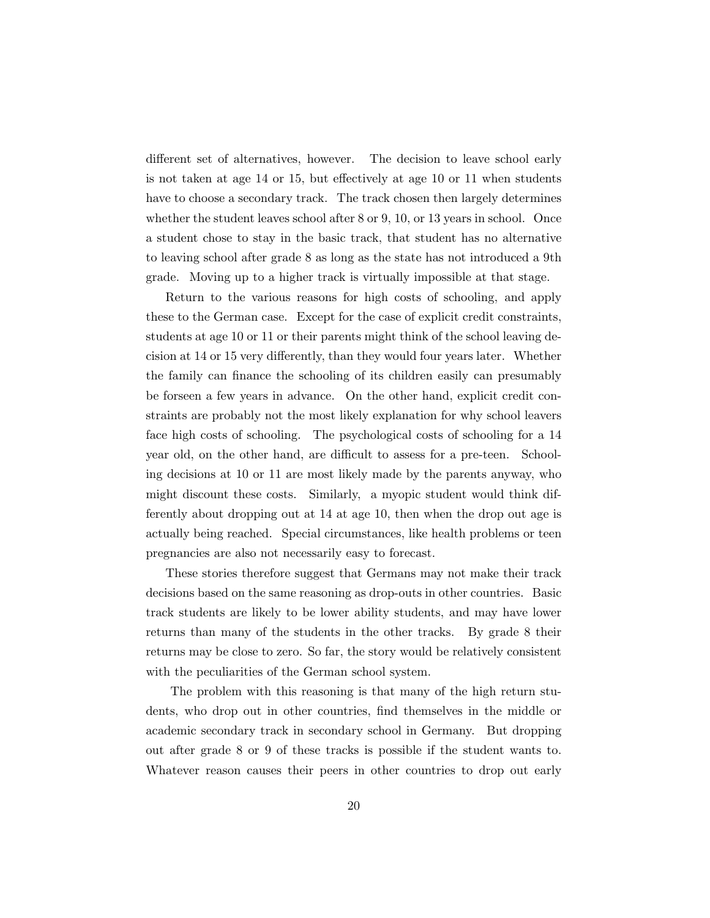different set of alternatives, however. The decision to leave school early is not taken at age 14 or 15, but effectively at age 10 or 11 when students have to choose a secondary track. The track chosen then largely determines whether the student leaves school after 8 or 9, 10, or 13 years in school. Once a student chose to stay in the basic track, that student has no alternative to leaving school after grade 8 as long as the state has not introduced a 9th grade. Moving up to a higher track is virtually impossible at that stage.

Return to the various reasons for high costs of schooling, and apply these to the German case. Except for the case of explicit credit constraints, students at age 10 or 11 or their parents might think of the school leaving decision at 14 or 15 very differently, than they would four years later. Whether the family can finance the schooling of its children easily can presumably be forseen a few years in advance. On the other hand, explicit credit constraints are probably not the most likely explanation for why school leavers face high costs of schooling. The psychological costs of schooling for a 14 year old, on the other hand, are difficult to assess for a pre-teen. Schooling decisions at 10 or 11 are most likely made by the parents anyway, who might discount these costs. Similarly, a myopic student would think differently about dropping out at 14 at age 10, then when the drop out age is actually being reached. Special circumstances, like health problems or teen pregnancies are also not necessarily easy to forecast.

These stories therefore suggest that Germans may not make their track decisions based on the same reasoning as drop-outs in other countries. Basic track students are likely to be lower ability students, and may have lower returns than many of the students in the other tracks. By grade 8 their returns may be close to zero. So far, the story would be relatively consistent with the peculiarities of the German school system.

The problem with this reasoning is that many of the high return students, who drop out in other countries, find themselves in the middle or academic secondary track in secondary school in Germany. But dropping out after grade 8 or 9 of these tracks is possible if the student wants to. Whatever reason causes their peers in other countries to drop out early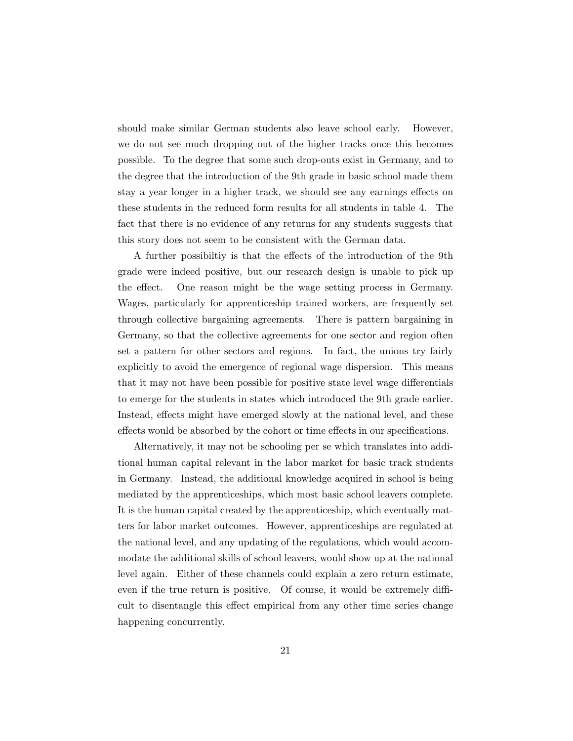should make similar German students also leave school early. However, we do not see much dropping out of the higher tracks once this becomes possible. To the degree that some such drop-outs exist in Germany, and to the degree that the introduction of the 9th grade in basic school made them stay a year longer in a higher track, we should see any earnings effects on these students in the reduced form results for all students in table 4. The fact that there is no evidence of any returns for any students suggests that this story does not seem to be consistent with the German data.

A further possibiltiy is that the effects of the introduction of the 9th grade were indeed positive, but our research design is unable to pick up the effect. One reason might be the wage setting process in Germany. Wages, particularly for apprenticeship trained workers, are frequently set through collective bargaining agreements. There is pattern bargaining in Germany, so that the collective agreements for one sector and region often set a pattern for other sectors and regions. In fact, the unions try fairly explicitly to avoid the emergence of regional wage dispersion. This means that it may not have been possible for positive state level wage differentials to emerge for the students in states which introduced the 9th grade earlier. Instead, effects might have emerged slowly at the national level, and these effects would be absorbed by the cohort or time effects in our specifications.

Alternatively, it may not be schooling per se which translates into additional human capital relevant in the labor market for basic track students in Germany. Instead, the additional knowledge acquired in school is being mediated by the apprenticeships, which most basic school leavers complete. It is the human capital created by the apprenticeship, which eventually matters for labor market outcomes. However, apprenticeships are regulated at the national level, and any updating of the regulations, which would accommodate the additional skills of school leavers, would show up at the national level again. Either of these channels could explain a zero return estimate, even if the true return is positive. Of course, it would be extremely difficult to disentangle this effect empirical from any other time series change happening concurrently.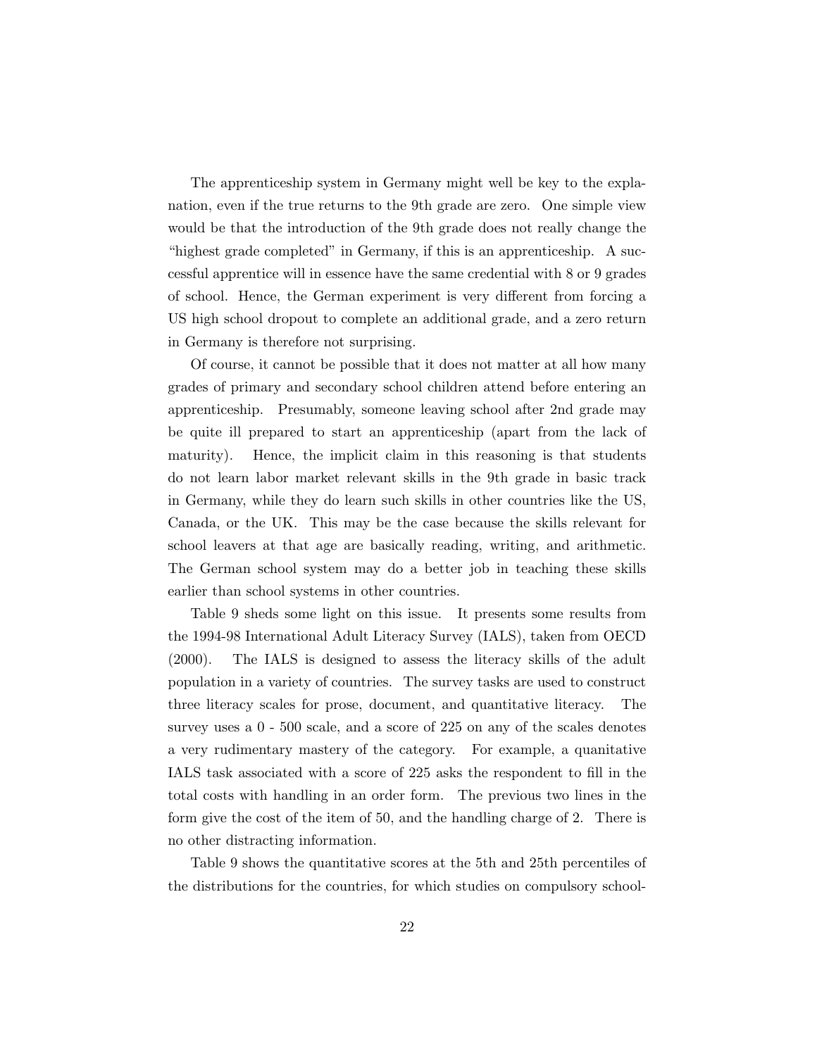The apprenticeship system in Germany might well be key to the explanation, even if the true returns to the 9th grade are zero. One simple view would be that the introduction of the 9th grade does not really change the "highest grade completed" in Germany, if this is an apprenticeship. A successful apprentice will in essence have the same credential with 8 or 9 grades of school. Hence, the German experiment is very different from forcing a US high school dropout to complete an additional grade, and a zero return in Germany is therefore not surprising.

Of course, it cannot be possible that it does not matter at all how many grades of primary and secondary school children attend before entering an apprenticeship. Presumably, someone leaving school after 2nd grade may be quite ill prepared to start an apprenticeship (apart from the lack of maturity). Hence, the implicit claim in this reasoning is that students do not learn labor market relevant skills in the 9th grade in basic track in Germany, while they do learn such skills in other countries like the US, Canada, or the UK. This may be the case because the skills relevant for school leavers at that age are basically reading, writing, and arithmetic. The German school system may do a better job in teaching these skills earlier than school systems in other countries.

Table 9 sheds some light on this issue. It presents some results from the 1994-98 International Adult Literacy Survey (IALS), taken from OECD (2000). The IALS is designed to assess the literacy skills of the adult population in a variety of countries. The survey tasks are used to construct three literacy scales for prose, document, and quantitative literacy. The survey uses a 0 - 500 scale, and a score of 225 on any of the scales denotes a very rudimentary mastery of the category. For example, a quanitative IALS task associated with a score of 225 asks the respondent to fill in the total costs with handling in an order form. The previous two lines in the form give the cost of the item of 50, and the handling charge of 2. There is no other distracting information.

Table 9 shows the quantitative scores at the 5th and 25th percentiles of the distributions for the countries, for which studies on compulsory school-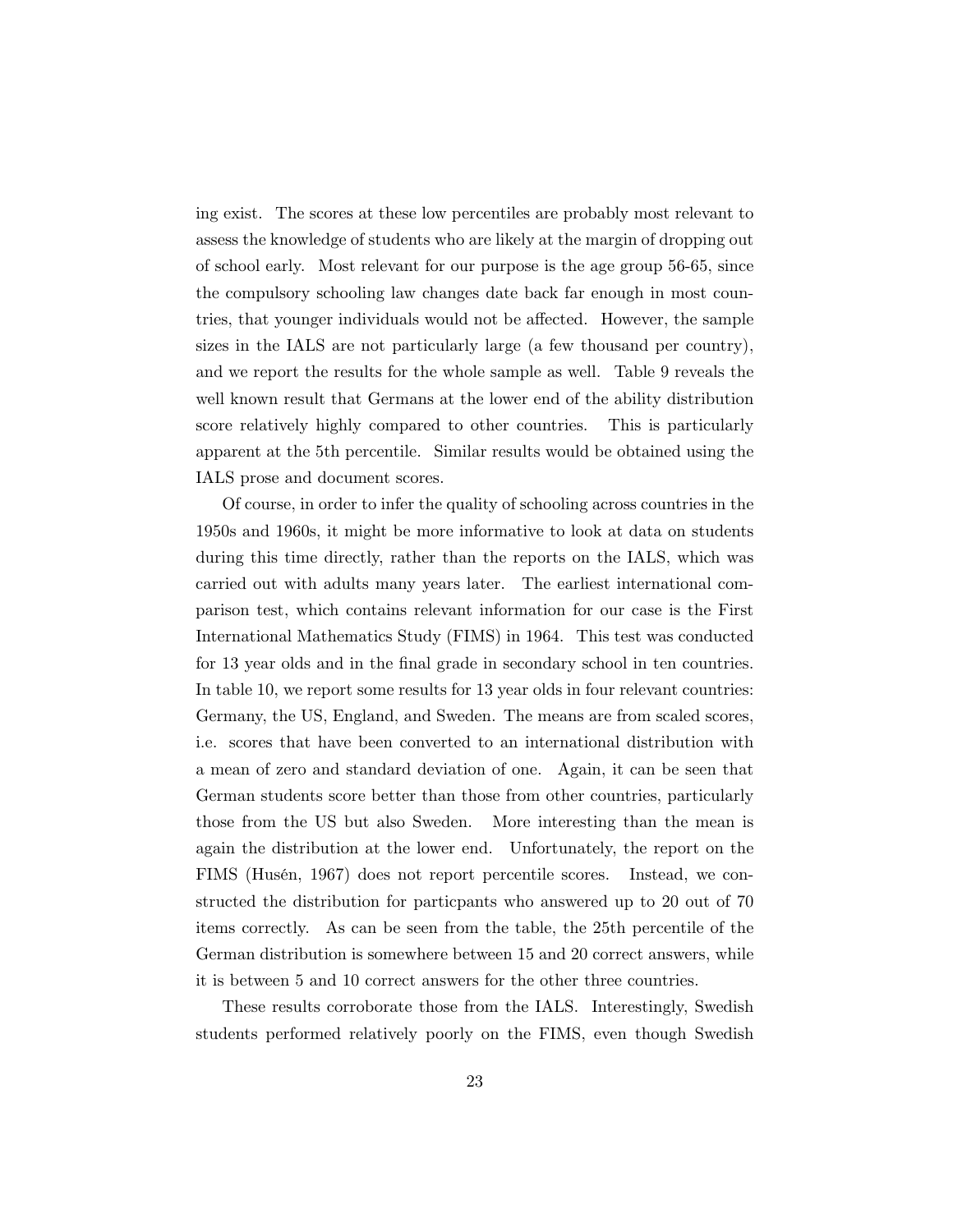ing exist. The scores at these low percentiles are probably most relevant to assess the knowledge of students who are likely at the margin of dropping out of school early. Most relevant for our purpose is the age group 56-65, since the compulsory schooling law changes date back far enough in most countries, that younger individuals would not be affected. However, the sample sizes in the IALS are not particularly large (a few thousand per country), and we report the results for the whole sample as well. Table 9 reveals the well known result that Germans at the lower end of the ability distribution score relatively highly compared to other countries. This is particularly apparent at the 5th percentile. Similar results would be obtained using the IALS prose and document scores.

Of course, in order to infer the quality of schooling across countries in the 1950s and 1960s, it might be more informative to look at data on students during this time directly, rather than the reports on the IALS, which was carried out with adults many years later. The earliest international comparison test, which contains relevant information for our case is the First International Mathematics Study (FIMS) in 1964. This test was conducted for 13 year olds and in the final grade in secondary school in ten countries. In table 10, we report some results for 13 year olds in four relevant countries: Germany, the US, England, and Sweden. The means are from scaled scores, i.e. scores that have been converted to an international distribution with a mean of zero and standard deviation of one. Again, it can be seen that German students score better than those from other countries, particularly those from the US but also Sweden. More interesting than the mean is again the distribution at the lower end. Unfortunately, the report on the FIMS (Husén, 1967) does not report percentile scores. Instead, we constructed the distribution for particpants who answered up to 20 out of 70 items correctly. As can be seen from the table, the 25th percentile of the German distribution is somewhere between 15 and 20 correct answers, while it is between 5 and 10 correct answers for the other three countries.

These results corroborate those from the IALS. Interestingly, Swedish students performed relatively poorly on the FIMS, even though Swedish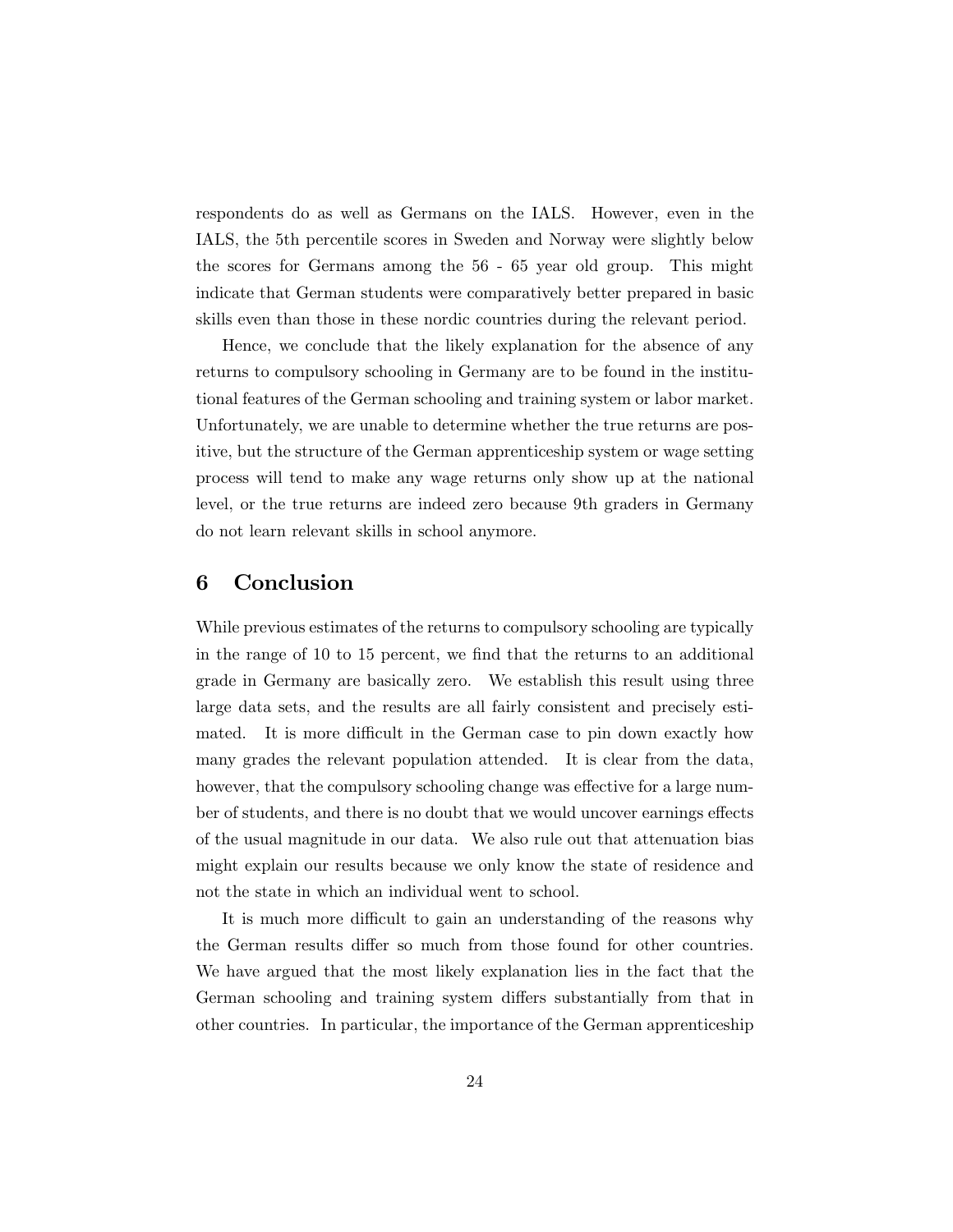respondents do as well as Germans on the IALS. However, even in the IALS, the 5th percentile scores in Sweden and Norway were slightly below the scores for Germans among the 56 - 65 year old group. This might indicate that German students were comparatively better prepared in basic skills even than those in these nordic countries during the relevant period.

Hence, we conclude that the likely explanation for the absence of any returns to compulsory schooling in Germany are to be found in the institutional features of the German schooling and training system or labor market. Unfortunately, we are unable to determine whether the true returns are positive, but the structure of the German apprenticeship system or wage setting process will tend to make any wage returns only show up at the national level, or the true returns are indeed zero because 9th graders in Germany do not learn relevant skills in school anymore.

## 6 Conclusion

While previous estimates of the returns to compulsory schooling are typically in the range of 10 to 15 percent, we find that the returns to an additional grade in Germany are basically zero. We establish this result using three large data sets, and the results are all fairly consistent and precisely estimated. It is more difficult in the German case to pin down exactly how many grades the relevant population attended. It is clear from the data, however, that the compulsory schooling change was effective for a large number of students, and there is no doubt that we would uncover earnings effects of the usual magnitude in our data. We also rule out that attenuation bias might explain our results because we only know the state of residence and not the state in which an individual went to school.

It is much more difficult to gain an understanding of the reasons why the German results differ so much from those found for other countries. We have argued that the most likely explanation lies in the fact that the German schooling and training system differs substantially from that in other countries. In particular, the importance of the German apprenticeship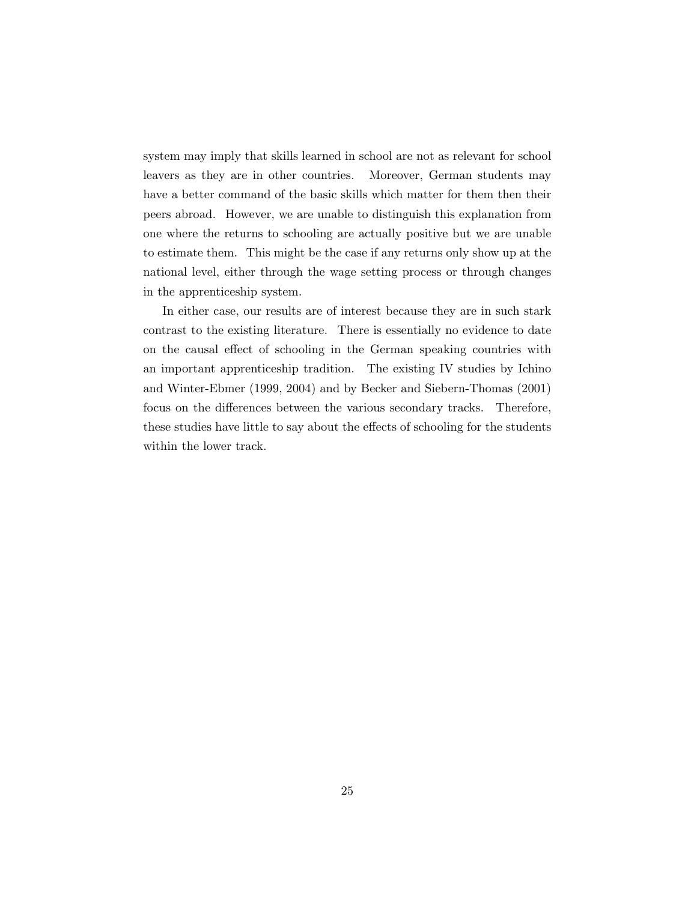system may imply that skills learned in school are not as relevant for school leavers as they are in other countries. Moreover, German students may have a better command of the basic skills which matter for them then their peers abroad. However, we are unable to distinguish this explanation from one where the returns to schooling are actually positive but we are unable to estimate them. This might be the case if any returns only show up at the national level, either through the wage setting process or through changes in the apprenticeship system.

In either case, our results are of interest because they are in such stark contrast to the existing literature. There is essentially no evidence to date on the causal effect of schooling in the German speaking countries with an important apprenticeship tradition. The existing IV studies by Ichino and Winter-Ebmer (1999, 2004) and by Becker and Siebern-Thomas (2001) focus on the differences between the various secondary tracks. Therefore, these studies have little to say about the effects of schooling for the students within the lower track.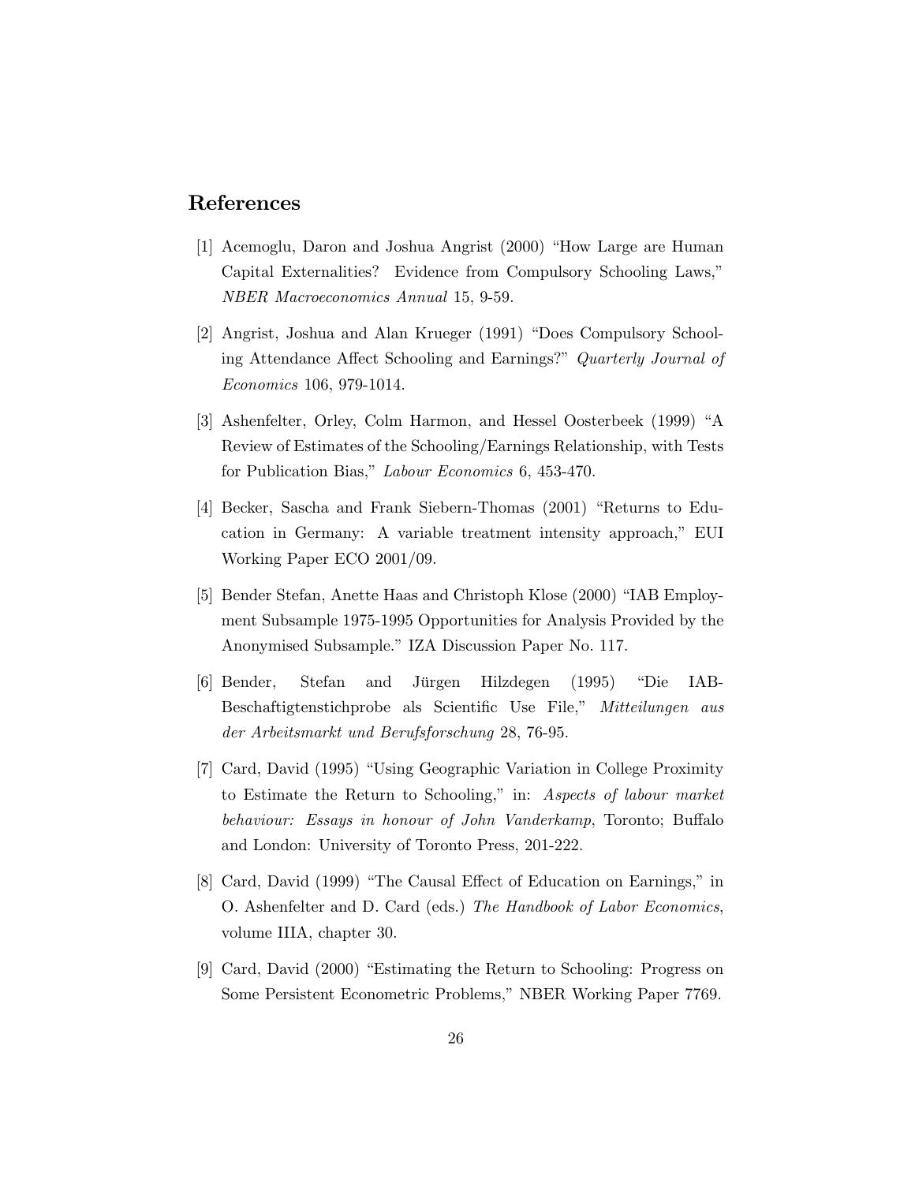## References

[1] Acemoglu, Daron and Joshua Angrist (2000) "How Large are Human Capital Externalities? Evidence from Compulsory Schooling Laws," *NBER Macroeconomics Annual* 15, 9-59.

[2] Angrist, Joshua and Alan Krueger (1991) "Does Compulsory Schooling Attendance Affect Schooling and Earnings?" *Quarterly Journal of Economics* 106, 979-1014.

[3] Ashenfelter, Orley, Colm Harmon, and Hessel Oosterbeek (1999) "A Review of Estimates of the Schooling/Earnings Relationship, with Tests for Publication Bias," *Labour Economics* 6, 453-470.

[4] Becker, Sascha and Frank Siebern-Thomas (2001) "Returns to Education in Germany: A variable treatment intensity approach," EUI Working Paper ECO 2001/09.

[5] Bender Stefan, Anette Haas and Christoph Klose (2000) "IAB Employment Subsample 1975-1995 Opportunities for Analysis Provided by the Anonymised Subsample." IZA Discussion Paper No. 117.

[6] Bender, Stefan and Jürgen Hilzdegen (1995) "Die IAB-Beschaftigtenstichprobe als Scientific Use File," *Mitteilungen aus der Arbeitsmarkt und Berufsforschung* 28, 76-95.

[7] Card, David (1995) "Using Geographic Variation in College Proximity to Estimate the Return to Schooling," in: *Aspects of labour market behaviour: Essays in honour of John Vanderkamp*, Toronto; Buffalo and London: University of Toronto Press, 201-222.

[8] Card, David (1999) "The Causal Effect of Education on Earnings," in O. Ashenfelter and D. Card (eds.) *The Handbook of Labor Economics*, volume IIIA, chapter 30.

[9] Card, David (2000) "Estimating the Return to Schooling: Progress on Some Persistent Econometric Problems," NBER Working Paper 7769.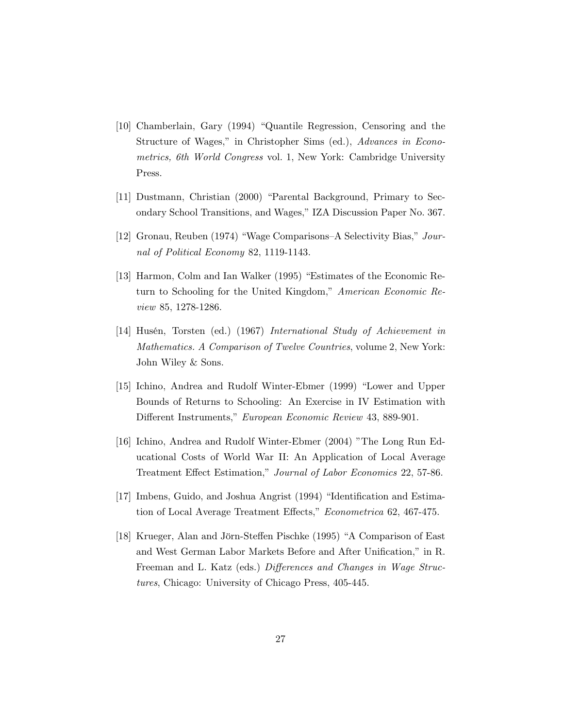[10] Chamberlain, Gary (1994) "Quantile Regression, Censoring and the Structure of Wages," in Christopher Sims (ed.), *Advances in Econometrics, 6th World Congress* vol. 1, New York: Cambridge University Press.

[11] Dustmann, Christian (2000) "Parental Background, Primary to Secondary School Transitions, and Wages," IZA Discussion Paper No. 367.

[12] Gronau, Reuben (1974) "Wage Comparisons–A Selectivity Bias," *Journal of Political Economy* 82, 1119-1143.

[13] Harmon, Colm and Ian Walker (1995) "Estimates of the Economic Return to Schooling for the United Kingdom," *American Economic Review* 85, 1278-1286.

[14] Husén, Torsten (ed.) (1967) *International Study of Achievement in Mathematics. A Comparison of Twelve Countries*, volume 2, New York: John Wiley & Sons.

[15] Ichino, Andrea and Rudolf Winter-Ebmer (1999) "Lower and Upper Bounds of Returns to Schooling: An Exercise in IV Estimation with Different Instruments," *European Economic Review* 43, 889-901.

[16] Ichino, Andrea and Rudolf Winter-Ebmer (2004) "The Long Run Educational Costs of World War II: An Application of Local Average Treatment Effect Estimation," *Journal of Labor Economics* 22, 57-86.

[17] Imbens, Guido, and Joshua Angrist (1994) "Identification and Estimation of Local Average Treatment Effects," *Econometrica* 62, 467-475.

[18] Krueger, Alan and Jörn-Steffen Pischke (1995) "A Comparison of East and West German Labor Markets Before and After Unification," in R. Freeman and L. Katz (eds.) *Differences and Changes in Wage Structures*, Chicago: University of Chicago Press, 405-445.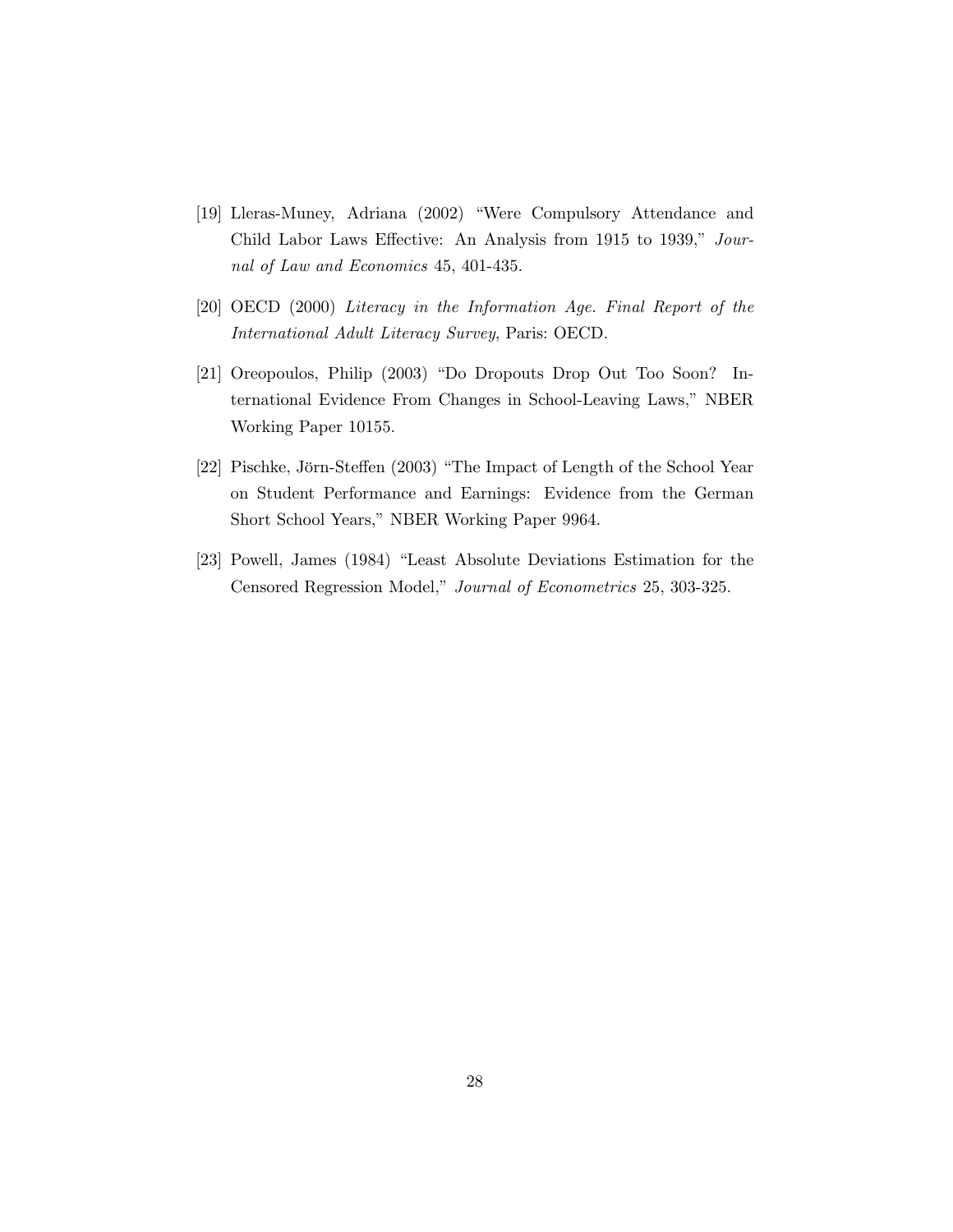[19] Lleras-Muney, Adriana (2002) "Were Compulsory Attendance and Child Labor Laws Effective: An Analysis from 1915 to 1939," *Journal of Law and Economics* 45, 401-435.

[20] OECD (2000) *Literacy in the Information Age. Final Report of the International Adult Literacy Survey*, Paris: OECD.

[21] Oreopoulos, Philip (2003) "Do Dropouts Drop Out Too Soon? International Evidence From Changes in School-Leaving Laws," NBER Working Paper 10155.

[22] Pischke, Jörn-Steffen (2003) "The Impact of Length of the School Year on Student Performance and Earnings: Evidence from the German Short School Years," NBER Working Paper 9964.

[23] Powell, James (1984) "Least Absolute Deviations Estimation for the Censored Regression Model," *Journal of Econometrics* 25, 303-325.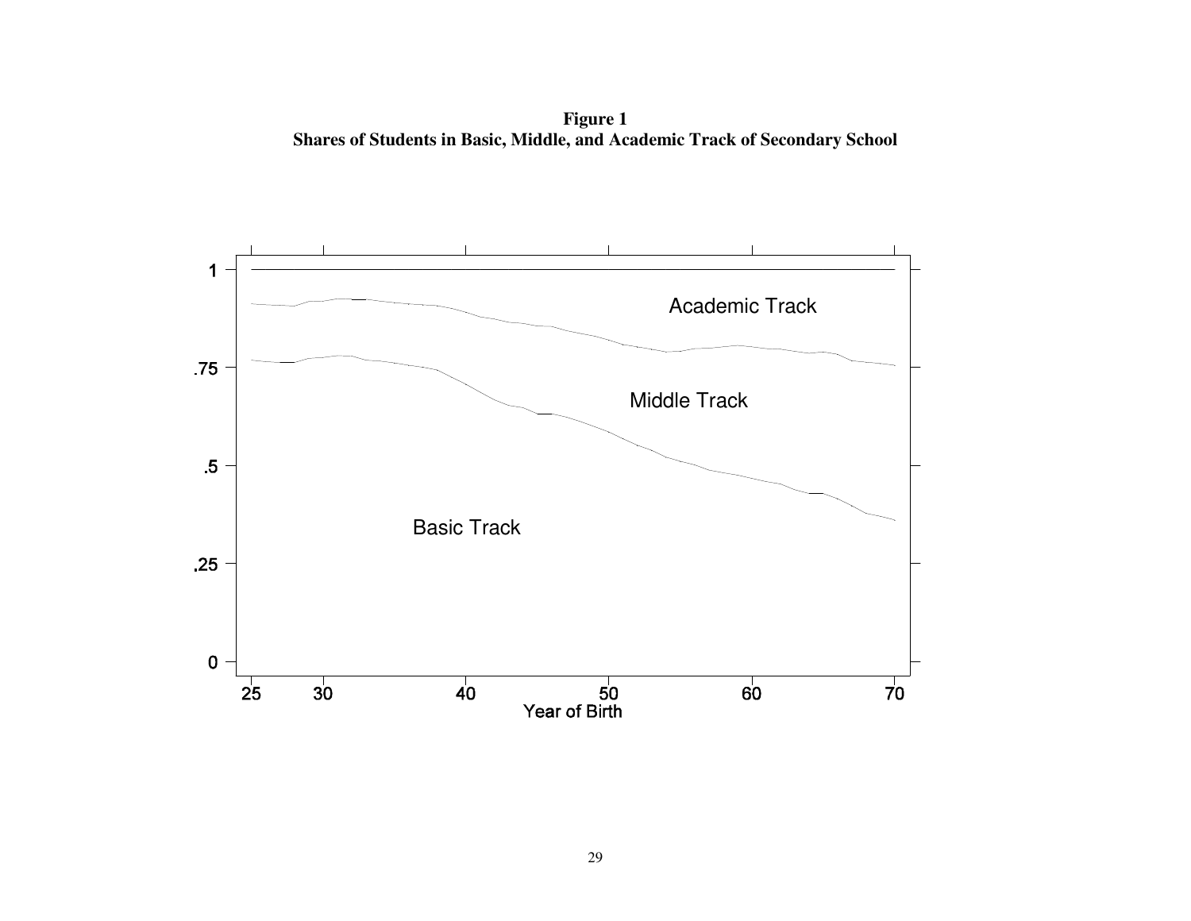**Figure 1**
**Shares of Students in Basic, Middle, and Academic Track of Secondary School**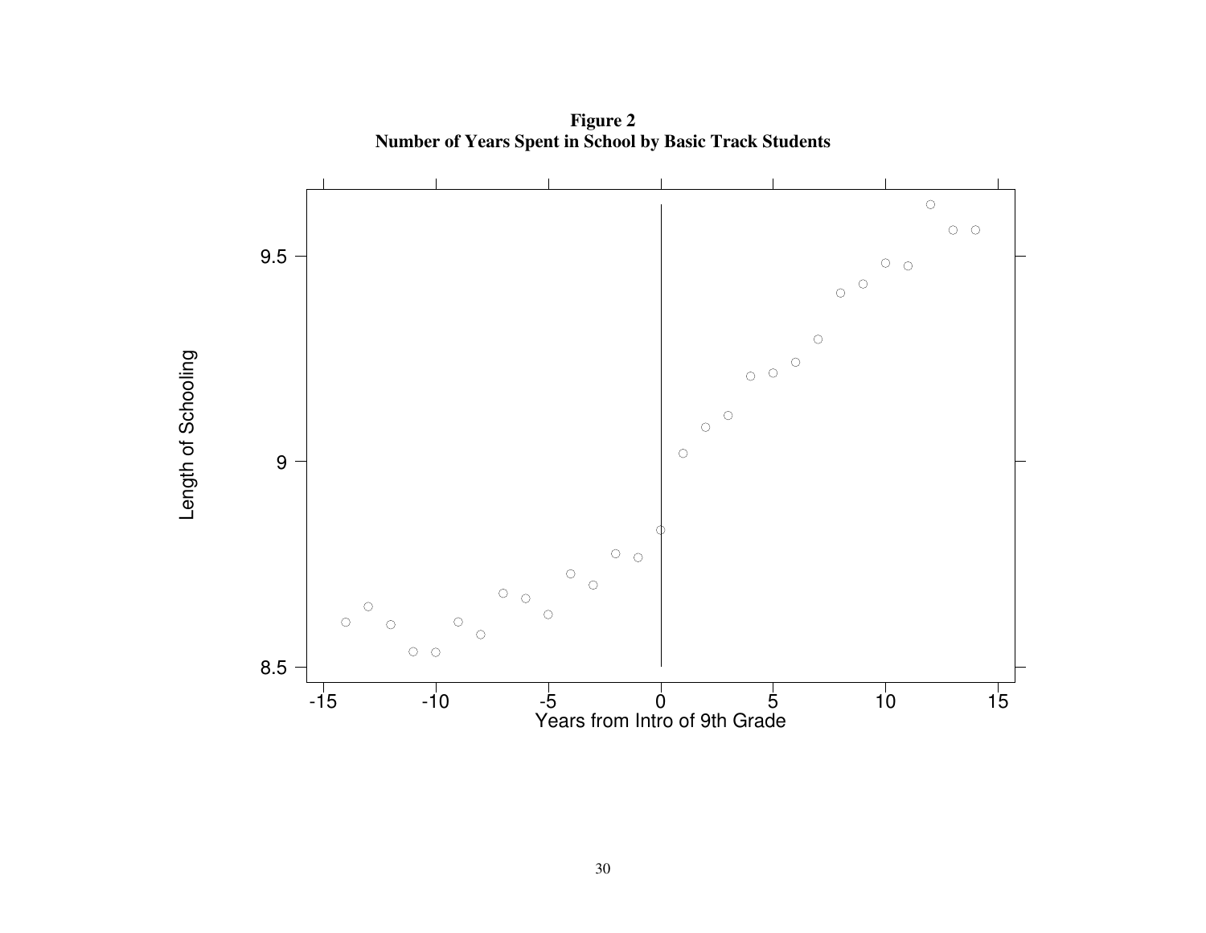**Figure 2**
**Number of Years Spent in School by Basic Track Students**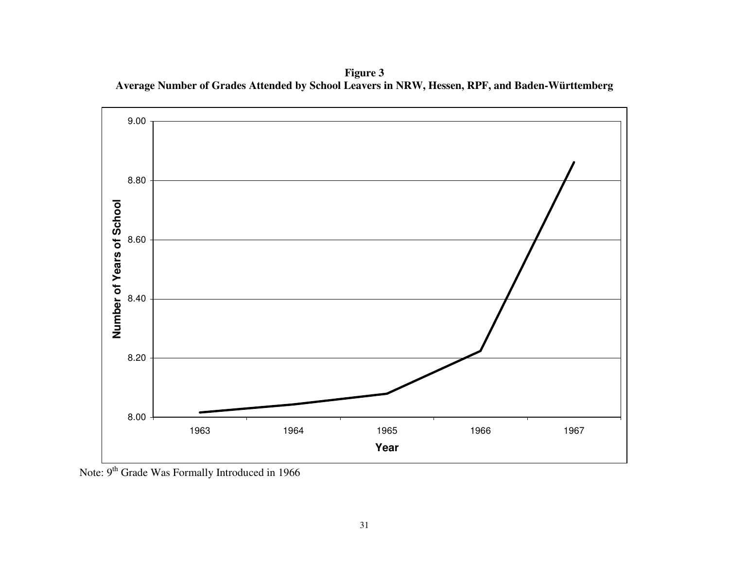**Figure 3**
**Average Number of Grades Attended by School Leavers in NRW, Hessen, RPF, and Baden-Württemberg**

Note: 9[th] Grade Was Formally Introduced in 1966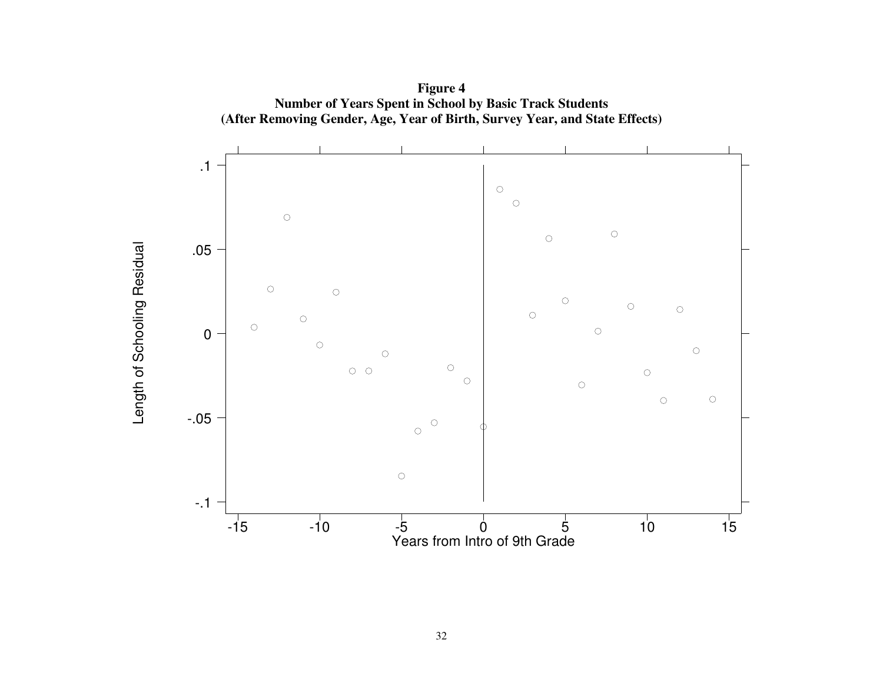**Figure 4**
**Number of Years Spent in School by Basic Track Students**
**(After Removing Gender, Age, Year of Birth, Survey Year, and State Effects)**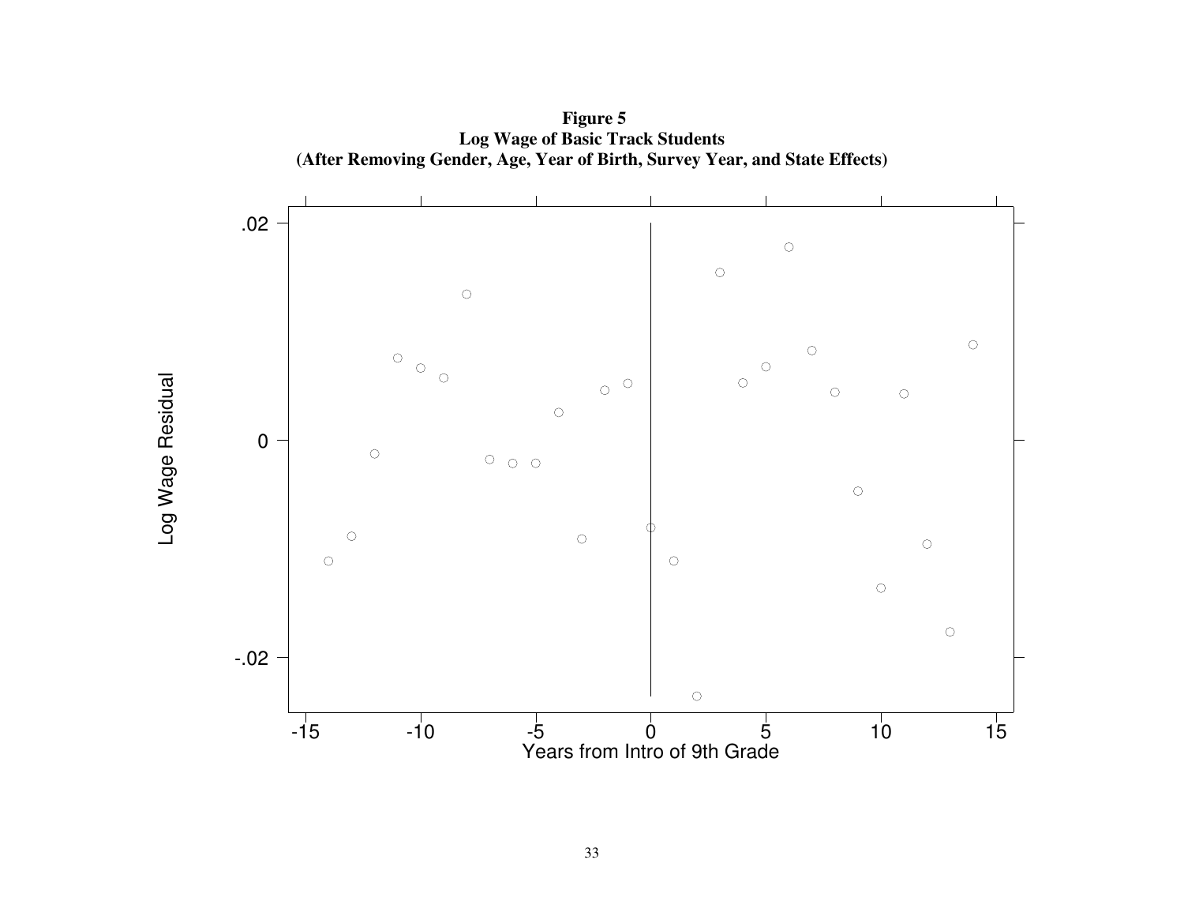**Figure 5**
**Log Wage of Basic Track Students**
**(After Removing Gender, Age, Year of Birth, Survey Year, and State Effects)**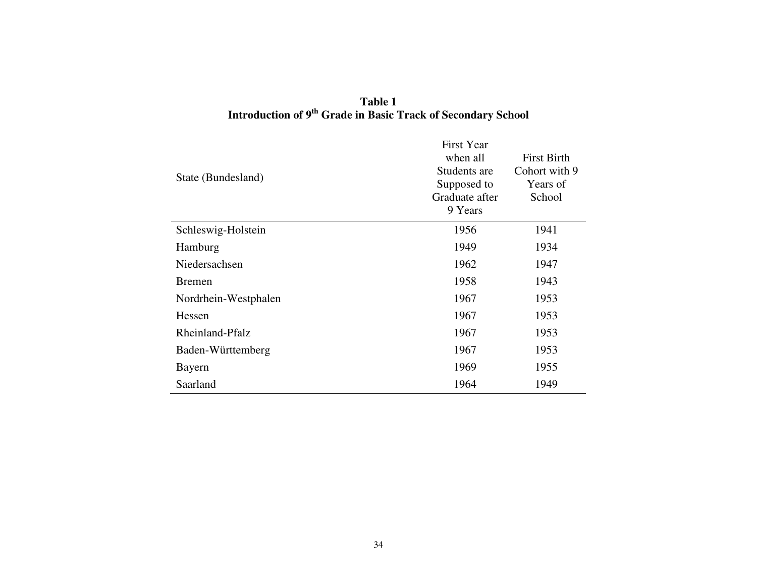**Table 1**
**Introduction of 9th Grade in Basic Track of Secondary School**

| State (Bundesland) | First Year when all Students are Supposed to Graduate after 9 Years | First Birth Cohort with 9 Years of School |
|---|---|---|
| Schleswig-Holstein | 1956 | 1941 |
| Hamburg | 1949 | 1934 |
| Niedersachsen | 1962 | 1947 |
| Bremen | 1958 | 1943 |
| Nordrhein-Westphalen | 1967 | 1953 |
| Hessen | 1967 | 1953 |
| Rheinland-Pfalz | 1967 | 1953 |
| Baden-Württemberg | 1967 | 1953 |
| Bayern | 1969 | 1955 |
| Saarland | 1964 | 1949 |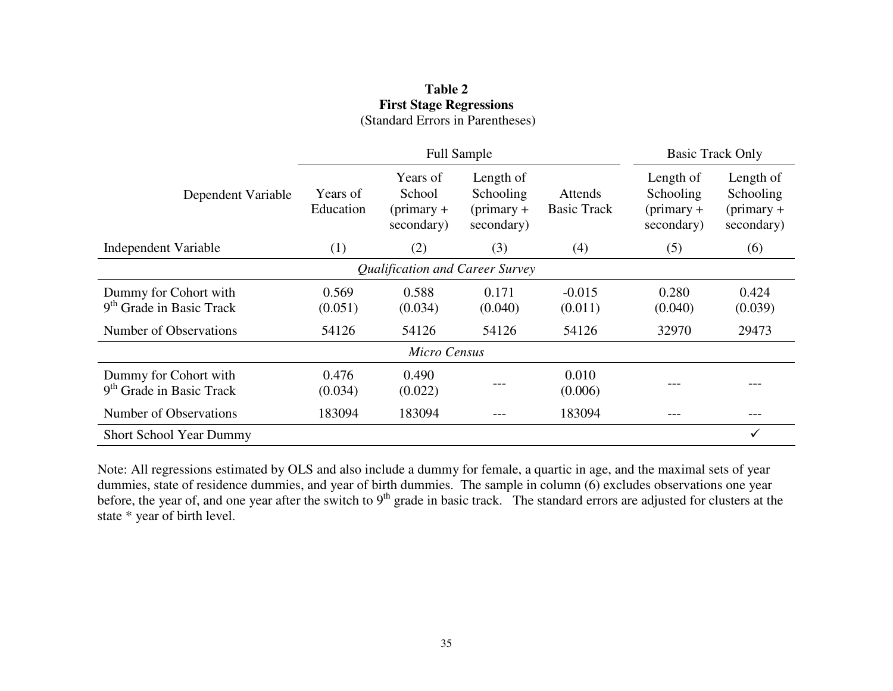**Table 2**
**First Stage Regressions**
(Standard Errors in Parentheses)

| | Full Sample | | | | Basic Track Only | |
|---|---|---|---|---|---|---|
| Dependent Variable | Years of Education | Years of School (primary + secondary) | Length of Schooling (primary + secondary) | Attends Basic Track | Length of Schooling (primary + secondary) | Length of Schooling (primary + secondary) |
| Independent Variable | (1) | (2) | (3) | (4) | (5) | (6) |
| *Qualification and Career Survey* | | | | | | |
| Dummy for Cohort with 9th Grade in Basic Track | 0.569 (0.051) | 0.588 (0.034) | 0.171 (0.040) | -0.015 (0.011) | 0.280 (0.040) | 0.424 (0.039) |
| Number of Observations | 54126 | 54126 | 54126 | 54126 | 32970 | 29473 |
| *Micro Census* | | | | | | |
| Dummy for Cohort with 9th Grade in Basic Track | 0.476 (0.034) | 0.490 (0.022) | --- | 0.010 (0.006) | --- | --- |
| Number of Observations | 183094 | 183094 | --- | 183094 | --- | --- |
| Short School Year Dummy | | | | | | ✓ |

Note: All regressions estimated by OLS and also include a dummy for female, a quartic in age, and the maximal sets of year dummies, state of residence dummies, and year of birth dummies. The sample in column (6) excludes observations one year before, the year of, and one year after the switch to 9th grade in basic track. The standard errors are adjusted for clusters at the state * year of birth level.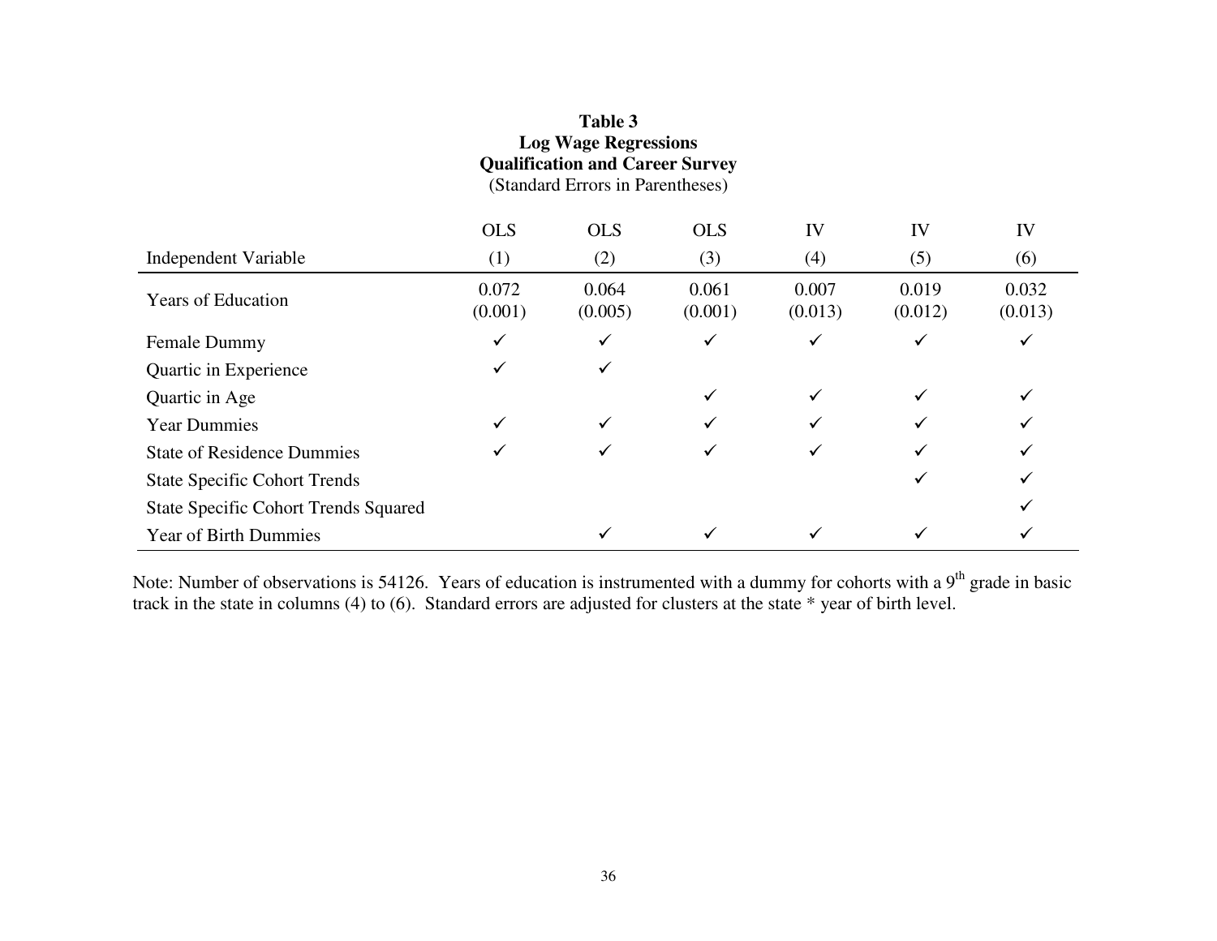**Table 3**
**Log Wage Regressions**
**Qualification and Career Survey**
(Standard Errors in Parentheses)

| Independent Variable | OLS (1) | OLS (2) | OLS (3) | IV (4) | IV (5) | IV (6) |
|---|---|---|---|---|---|---|
| Years of Education | 0.072 (0.001) | 0.064 (0.005) | 0.061 (0.001) | 0.007 (0.013) | 0.019 (0.012) | 0.032 (0.013) |
| Female Dummy | ✓ | ✓ | ✓ | ✓ | ✓ | ✓ |
| Quartic in Experience | ✓ | ✓ | | | | |
| Quartic in Age | | | ✓ | ✓ | ✓ | ✓ |
| Year Dummies | ✓ | ✓ | ✓ | ✓ | ✓ | ✓ |
| State of Residence Dummies | ✓ | ✓ | ✓ | ✓ | ✓ | ✓ |
| State Specific Cohort Trends | | | | | ✓ | ✓ |
| State Specific Cohort Trends Squared | | | | | | ✓ |
| Year of Birth Dummies | | ✓ | ✓ | ✓ | ✓ | ✓ |

Note: Number of observations is 54126. Years of education is instrumented with a dummy for cohorts with a 9$^{th}$ grade in basic track in the state in columns (4) to (6). Standard errors are adjusted for clusters at the state * year of birth level.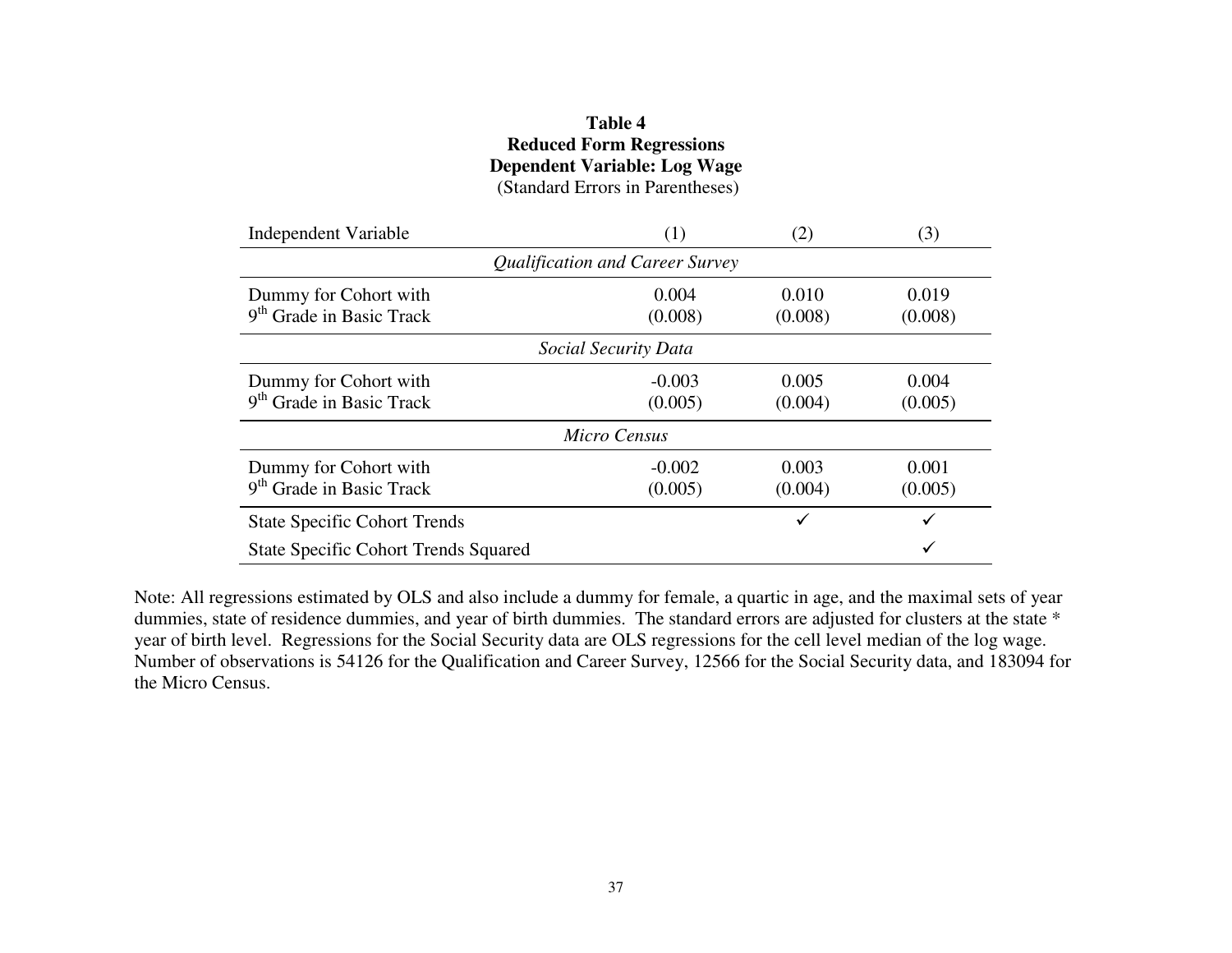**Table 4**
**Reduced Form Regressions**
**Dependent Variable: Log Wage**
(Standard Errors in Parentheses)

| Independent Variable | (1) | (2) | (3) |
|---|---|---|---|
| | *Qualification and Career Survey* | | |
| Dummy for Cohort with 9th Grade in Basic Track | 0.004<br>(0.008) | 0.010<br>(0.008) | 0.019<br>(0.008) |
| | *Social Security Data* | | |
| Dummy for Cohort with 9th Grade in Basic Track | -0.003<br>(0.005) | 0.005<br>(0.004) | 0.004<br>(0.005) |
| | *Micro Census* | | |
| Dummy for Cohort with 9th Grade in Basic Track | -0.002<br>(0.005) | 0.003<br>(0.004) | 0.001<br>(0.005) |
| State Specific Cohort Trends | | ✓ | ✓ |
| State Specific Cohort Trends Squared | | | ✓ |

Note: All regressions estimated by OLS and also include a dummy for female, a quartic in age, and the maximal sets of year dummies, state of residence dummies, and year of birth dummies. The standard errors are adjusted for clusters at the state * year of birth level. Regressions for the Social Security data are OLS regressions for the cell level median of the log wage. Number of observations is 54126 for the Qualification and Career Survey, 12566 for the Social Security data, and 183094 for the Micro Census.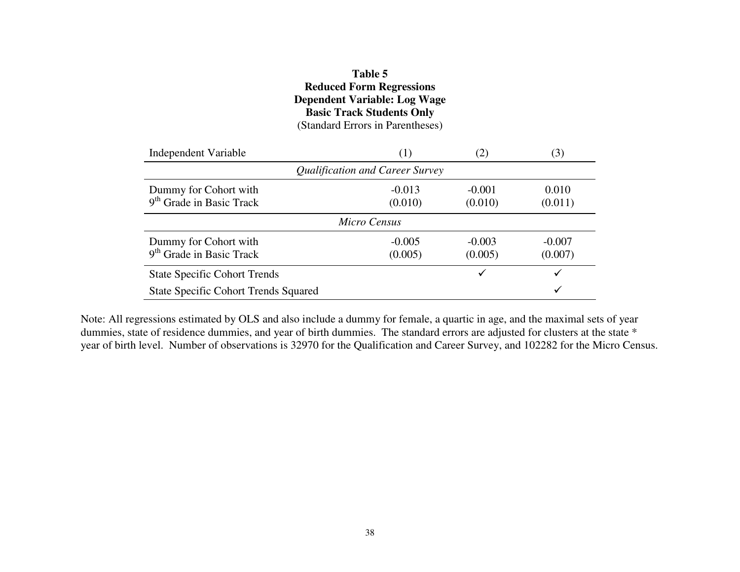**Table 5**
**Reduced Form Regressions**
**Dependent Variable: Log Wage**
**Basic Track Students Only**
(Standard Errors in Parentheses)

| Independent Variable | (1) | (2) | (3) |
|---|---|---|---|
| *Qualification and Career Survey* | | | |
| Dummy for Cohort with 9th Grade in Basic Track | -0.013 | -0.001 | 0.010 |
| | (0.010) | (0.010) | (0.011) |
| *Micro Census* | | | |
| Dummy for Cohort with 9th Grade in Basic Track | -0.005 | -0.003 | -0.007 |
| | (0.005) | (0.005) | (0.007) |
| State Specific Cohort Trends | | ✓ | ✓ |
| State Specific Cohort Trends Squared | | | ✓ |

Note: All regressions estimated by OLS and also include a dummy for female, a quartic in age, and the maximal sets of year dummies, state of residence dummies, and year of birth dummies. The standard errors are adjusted for clusters at the state * year of birth level. Number of observations is 32970 for the Qualification and Career Survey, and 102282 for the Micro Census.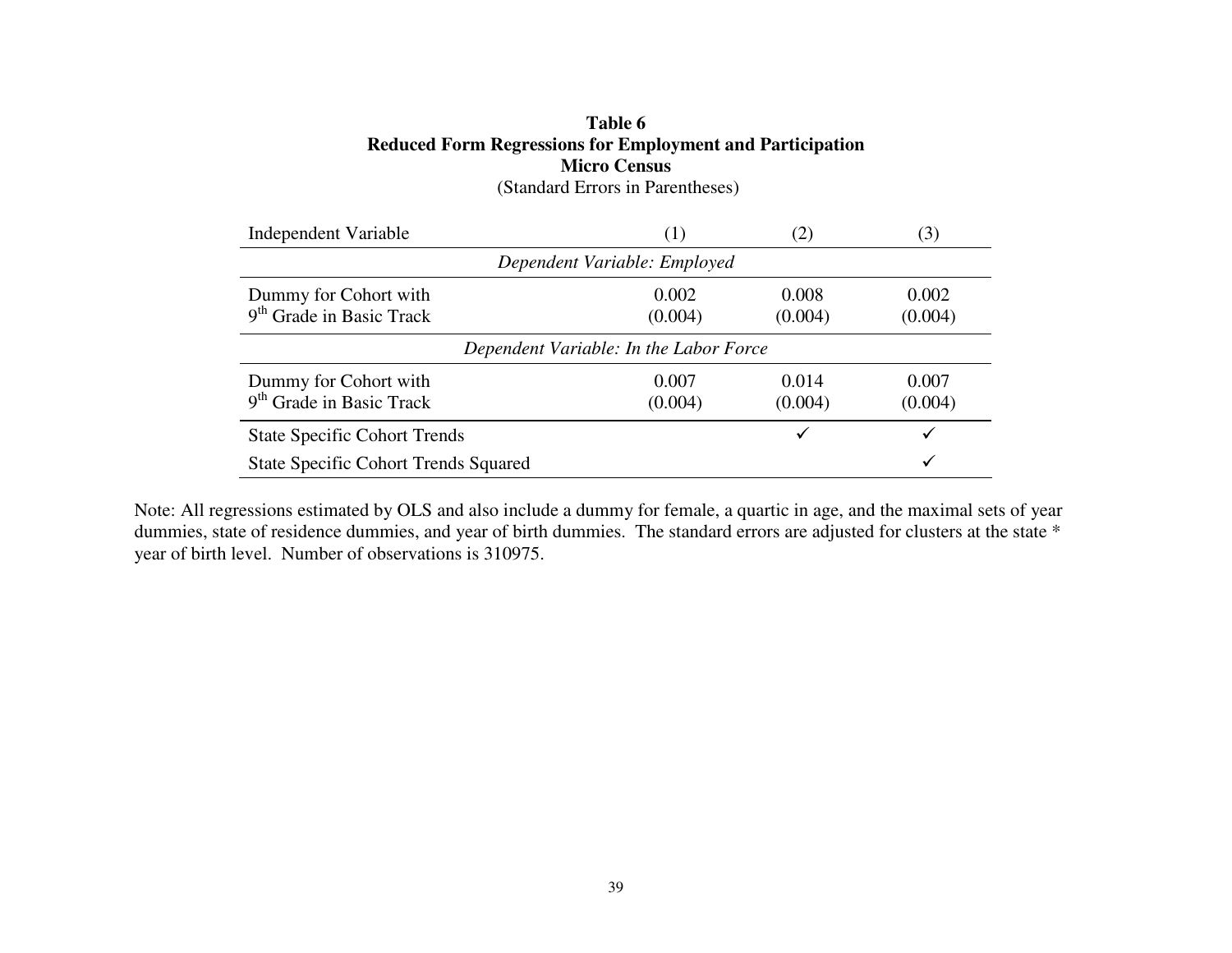**Table 6**
**Reduced Form Regressions for Employment and Participation**
**Micro Census**
(Standard Errors in Parentheses)

| Independent Variable | (1) | (2) | (3) |
|---|---|---|---|
| *Dependent Variable: Employed* | | | |
| Dummy for Cohort with 9th Grade in Basic Track | 0.002 (0.004) | 0.008 (0.004) | 0.002 (0.004) |
| *Dependent Variable: In the Labor Force* | | | |
| Dummy for Cohort with 9th Grade in Basic Track | 0.007 (0.004) | 0.014 (0.004) | 0.007 (0.004) |
| State Specific Cohort Trends | | ✓ | ✓ |
| State Specific Cohort Trends Squared | | | ✓ |

Note: All regressions estimated by OLS and also include a dummy for female, a quartic in age, and the maximal sets of year dummies, state of residence dummies, and year of birth dummies. The standard errors are adjusted for clusters at the state * year of birth level. Number of observations is 310975.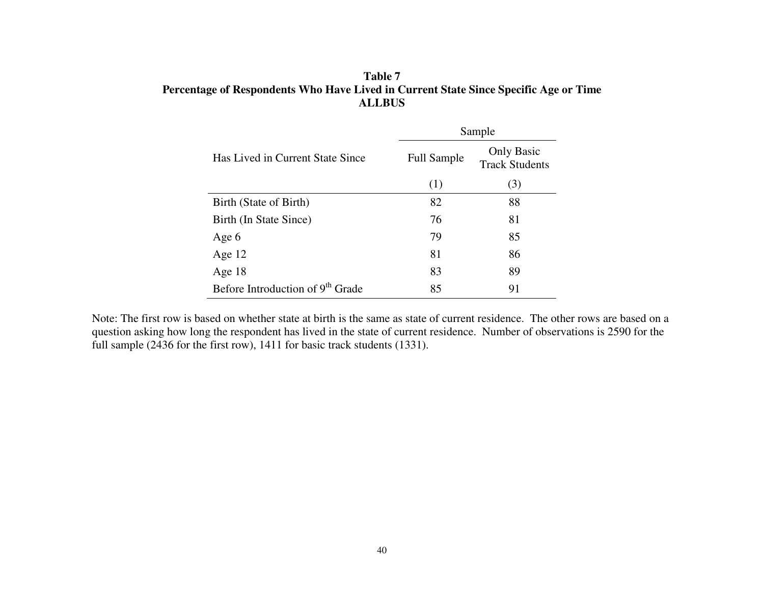**Table 7**
**Percentage of Respondents Who Have Lived in Current State Since Specific Age or Time**
**ALLBUS**

| Has Lived in Current State Since | Sample | |
|---|---|---|
| | Full Sample | Only Basic Track Students |
| | (1) | (3) |
| Birth (State of Birth) | 82 | 88 |
| Birth (In State Since) | 76 | 81 |
| Age 6 | 79 | 85 |
| Age 12 | 81 | 86 |
| Age 18 | 83 | 89 |
| Before Introduction of 9$^{th}$ Grade | 85 | 91 |

Note: The first row is based on whether state at birth is the same as state of current residence. The other rows are based on a question asking how long the respondent has lived in the state of current residence. Number of observations is 2590 for the full sample (2436 for the first row), 1411 for basic track students (1331).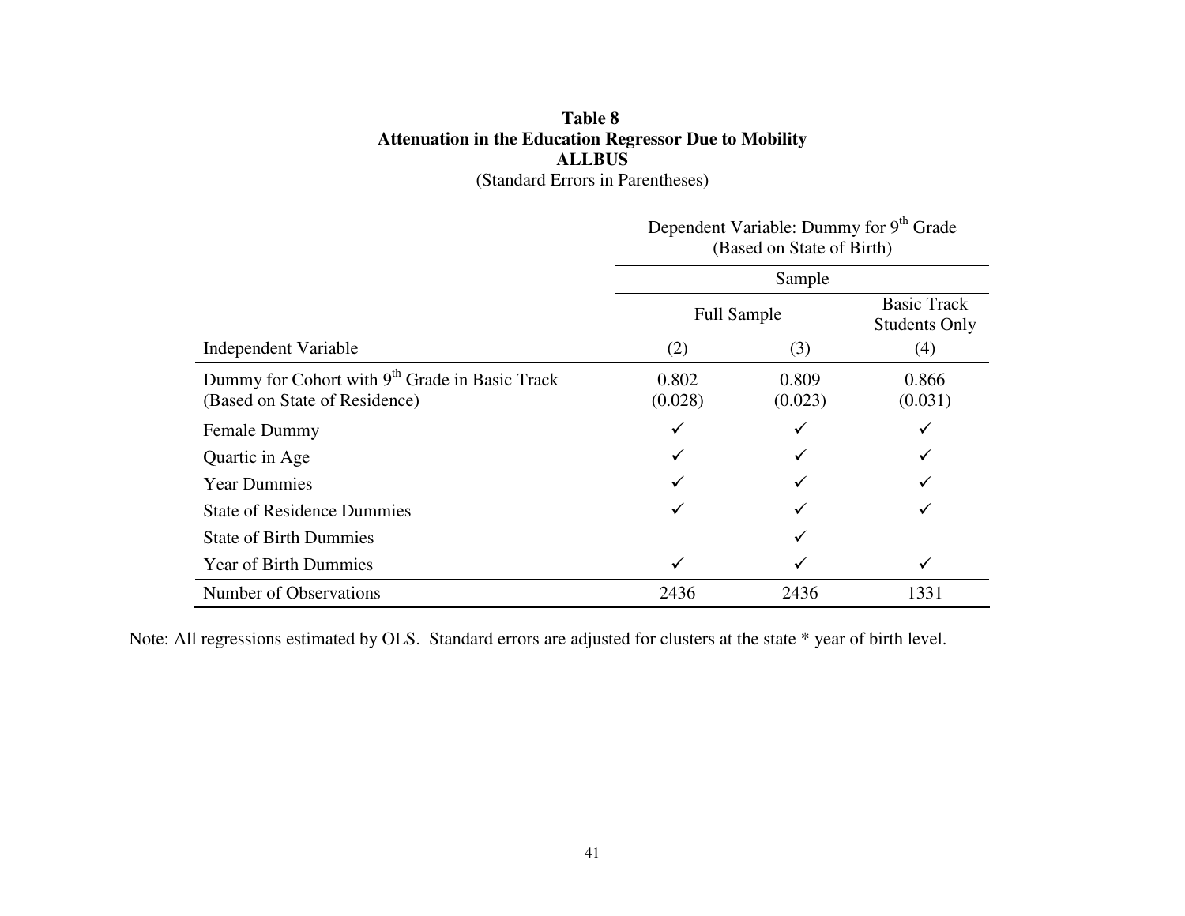**Table 8**
**Attenuation in the Education Regressor Due to Mobility**
**ALLBUS**
(Standard Errors in Parentheses)

| | Dependent Variable: Dummy for 9th Grade (Based on State of Birth) | | |
|---|---|---|---|
| | Sample | | |
| | Full Sample | | Basic Track Students Only |
| Independent Variable | (2) | (3) | (4) |
| Dummy for Cohort with 9th Grade in Basic Track (Based on State of Residence) | 0.802 (0.028) | 0.809 (0.023) | 0.866 (0.031) |
| Female Dummy | ✓ | ✓ | ✓ |
| Quartic in Age | ✓ | ✓ | ✓ |
| Year Dummies | ✓ | ✓ | ✓ |
| State of Residence Dummies | ✓ | ✓ | ✓ |
| State of Birth Dummies | | ✓ | |
| Year of Birth Dummies | ✓ | ✓ | ✓ |
| Number of Observations | 2436 | 2436 | 1331 |

Note: All regressions estimated by OLS. Standard errors are adjusted for clusters at the state * year of birth level.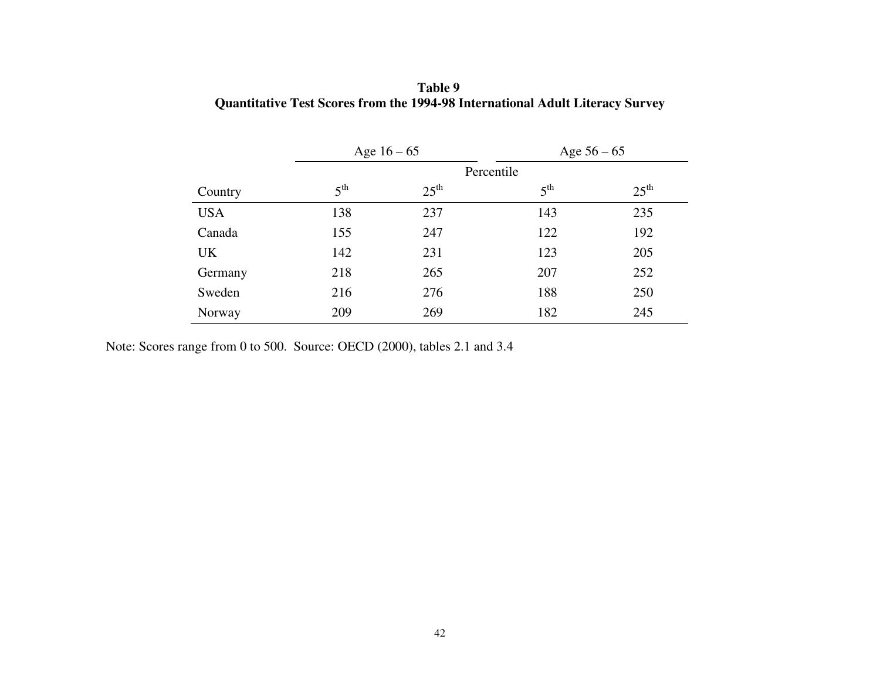**Table 9**
**Quantitative Test Scores from the 1994-98 International Adult Literacy Survey**

| | Age 16 – 65 | | Age 56 – 65 | |
|---|---|---|---|---|
| | Percentile | | | |
| Country | 5th | 25th | 5th | 25th |
| USA | 138 | 237 | 143 | 235 |
| Canada | 155 | 247 | 122 | 192 |
| UK | 142 | 231 | 123 | 205 |
| Germany | 218 | 265 | 207 | 252 |
| Sweden | 216 | 276 | 188 | 250 |
| Norway | 209 | 269 | 182 | 245 |

Note: Scores range from 0 to 500. Source: OECD (2000), tables 2.1 and 3.4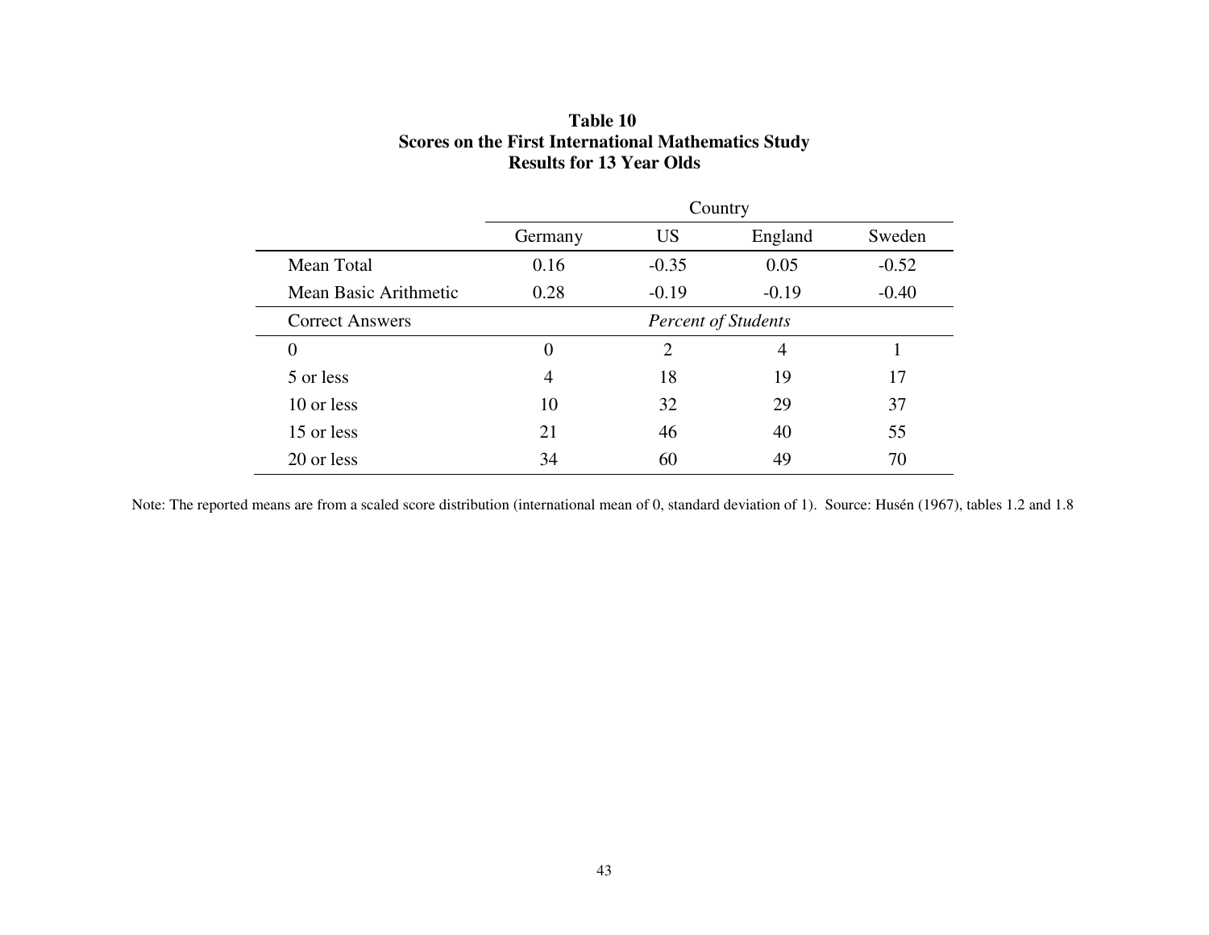**Table 10**
**Scores on the First International Mathematics Study**
**Results for 13 Year Olds**

| | Country | | | |
|---|---|---|---|---|
| | Germany | US | England | Sweden |
| Mean Total | 0.16 | -0.35 | 0.05 | -0.52 |
| Mean Basic Arithmetic | 0.28 | -0.19 | -0.19 | -0.40 |
| Correct Answers | *Percent of Students* | | | |
| 0 | 0 | 2 | 4 | 1 |
| 5 or less | 4 | 18 | 19 | 17 |
| 10 or less | 10 | 32 | 29 | 37 |
| 15 or less | 21 | 46 | 40 | 55 |
| 20 or less | 34 | 60 | 49 | 70 |

Note: The reported means are from a scaled score distribution (international mean of 0, standard deviation of 1). Source: Husén (1967), tables 1.2 and 1.8